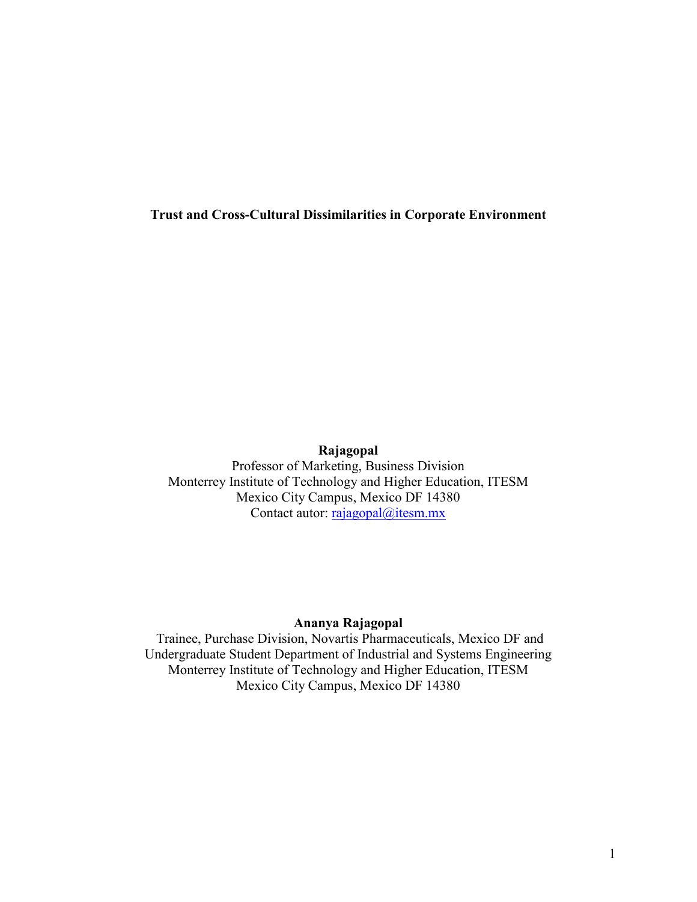# Trust and Cross-Cultural Dissimilarities in Corporate Environment

**Rajagopal**
Professor of Marketing, Business Division
Monterrey Institute of Technology and Higher Education, ITESM
Mexico City Campus, Mexico DF 14380
Contact autor: rajagopal@itesm.mx

**Ananya Rajagopal**
Trainee, Purchase Division, Novartis Pharmaceuticals, Mexico DF and
Undergraduate Student Department of Industrial and Systems Engineering
Monterrey Institute of Technology and Higher Education, ITESM
Mexico City Campus, Mexico DF 14380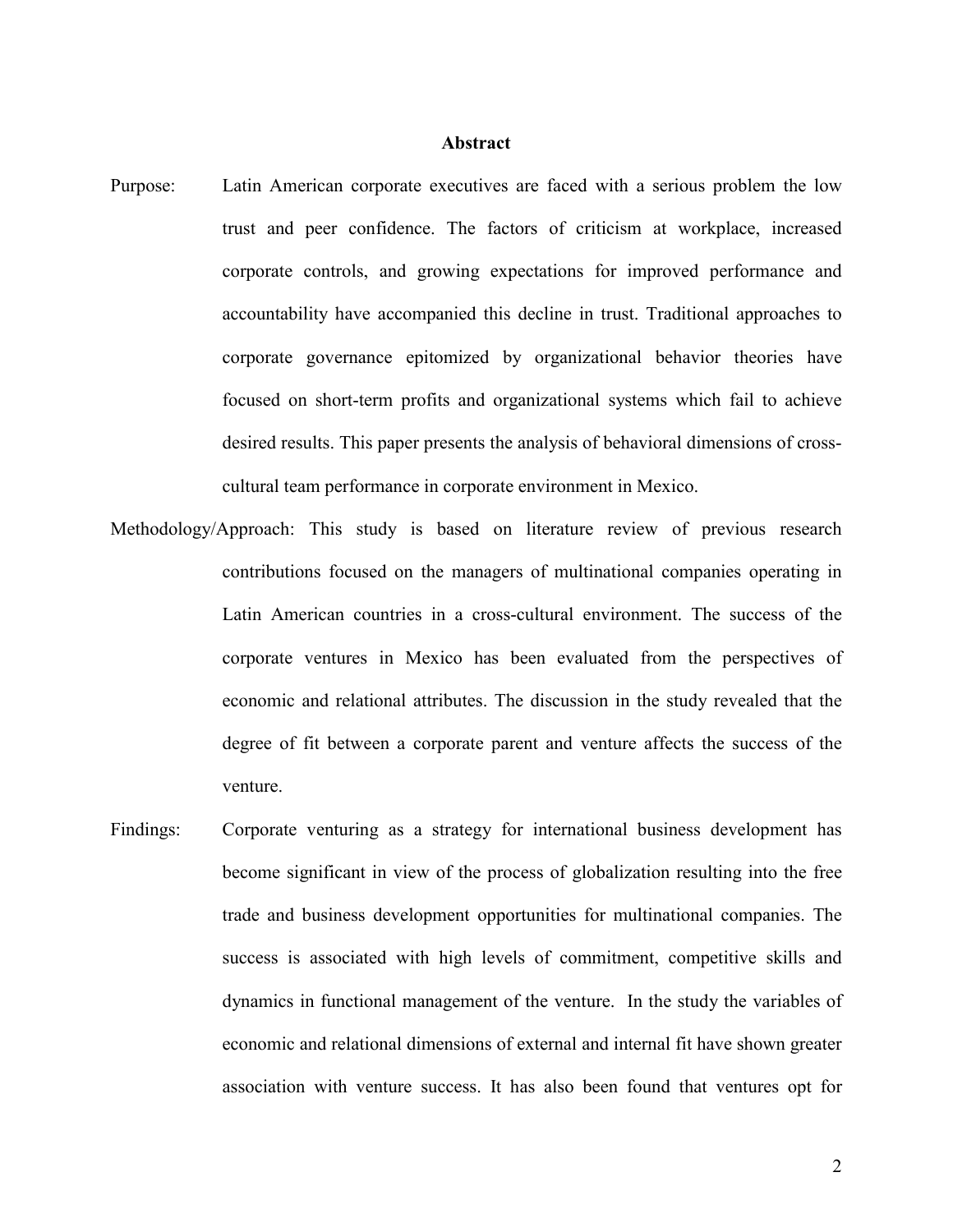## Abstract

Purpose: Latin American corporate executives are faced with a serious problem the low trust and peer confidence. The factors of criticism at workplace, increased corporate controls, and growing expectations for improved performance and accountability have accompanied this decline in trust. Traditional approaches to corporate governance epitomized by organizational behavior theories have focused on short-term profits and organizational systems which fail to achieve desired results. This paper presents the analysis of behavioral dimensions of cross-cultural team performance in corporate environment in Mexico.

Methodology/Approach: This study is based on literature review of previous research contributions focused on the managers of multinational companies operating in Latin American countries in a cross-cultural environment. The success of the corporate ventures in Mexico has been evaluated from the perspectives of economic and relational attributes. The discussion in the study revealed that the degree of fit between a corporate parent and venture affects the success of the venture.

Findings: Corporate venturing as a strategy for international business development has become significant in view of the process of globalization resulting into the free trade and business development opportunities for multinational companies. The success is associated with high levels of commitment, competitive skills and dynamics in functional management of the venture. In the study the variables of economic and relational dimensions of external and internal fit have shown greater association with venture success. It has also been found that ventures opt for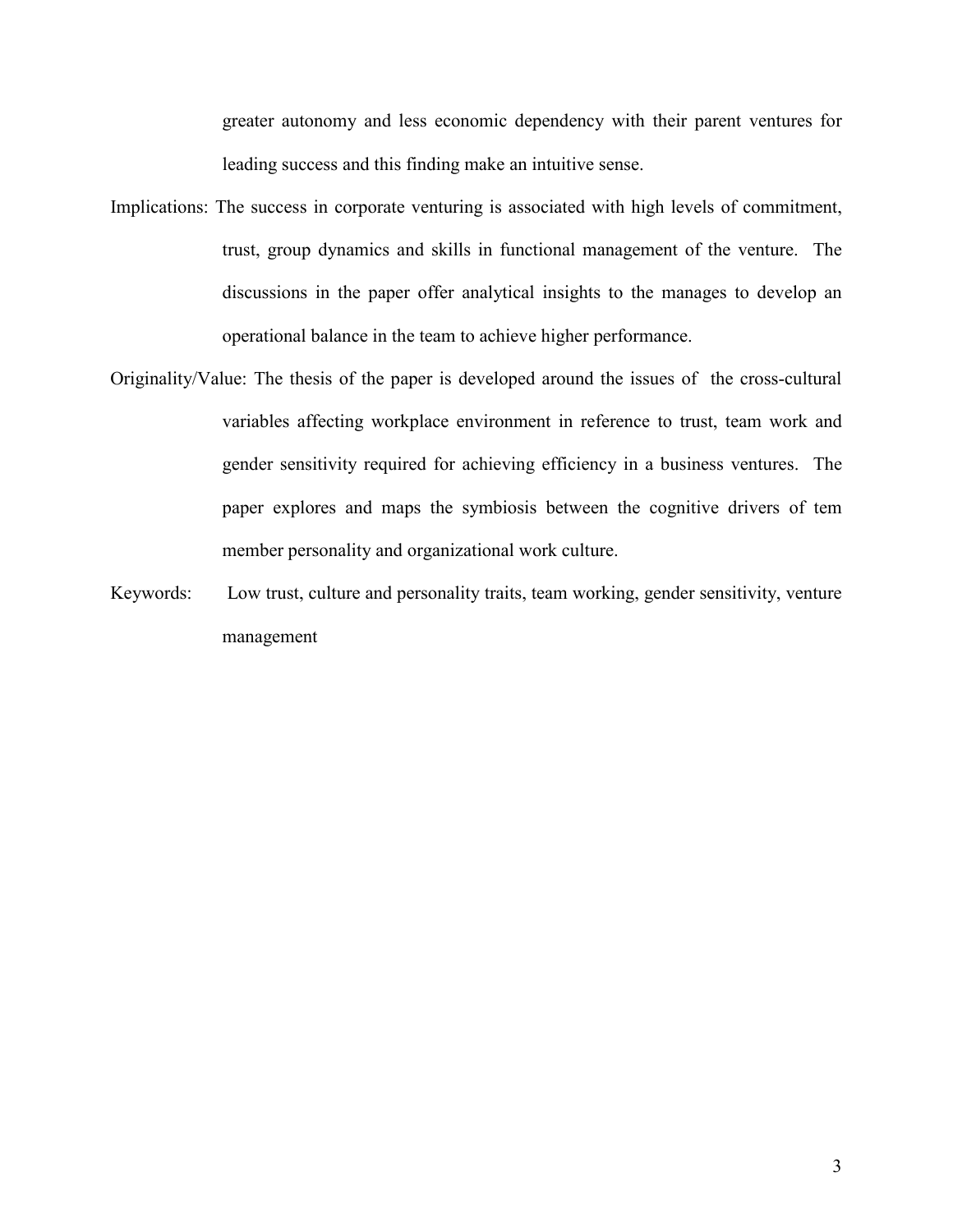greater autonomy and less economic dependency with their parent ventures for leading success and this finding make an intuitive sense.

Implications: The success in corporate venturing is associated with high levels of commitment, trust, group dynamics and skills in functional management of the venture. The discussions in the paper offer analytical insights to the manages to develop an operational balance in the team to achieve higher performance.

Originality/Value: The thesis of the paper is developed around the issues of the cross-cultural variables affecting workplace environment in reference to trust, team work and gender sensitivity required for achieving efficiency in a business ventures. The paper explores and maps the symbiosis between the cognitive drivers of tem member personality and organizational work culture.

Keywords: Low trust, culture and personality traits, team working, gender sensitivity, venture management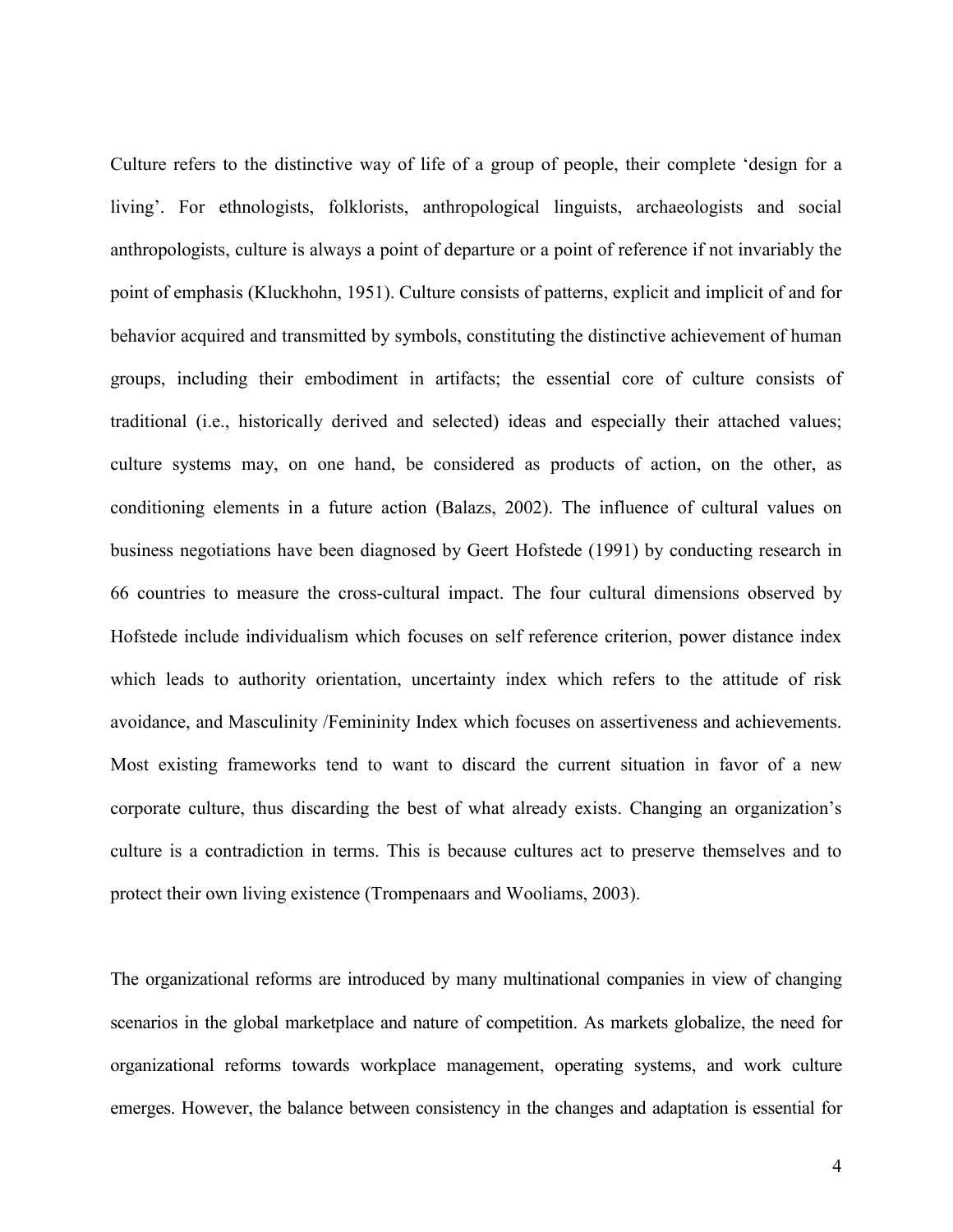Culture refers to the distinctive way of life of a group of people, their complete 'design for a living'. For ethnologists, folklorists, anthropological linguists, archaeologists and social anthropologists, culture is always a point of departure or a point of reference if not invariably the point of emphasis (Kluckhohn, 1951). Culture consists of patterns, explicit and implicit of and for behavior acquired and transmitted by symbols, constituting the distinctive achievement of human groups, including their embodiment in artifacts; the essential core of culture consists of traditional (i.e., historically derived and selected) ideas and especially their attached values; culture systems may, on one hand, be considered as products of action, on the other, as conditioning elements in a future action (Balazs, 2002). The influence of cultural values on business negotiations have been diagnosed by Geert Hofstede (1991) by conducting research in 66 countries to measure the cross-cultural impact. The four cultural dimensions observed by Hofstede include individualism which focuses on self reference criterion, power distance index which leads to authority orientation, uncertainty index which refers to the attitude of risk avoidance, and Masculinity /Femininity Index which focuses on assertiveness and achievements. Most existing frameworks tend to want to discard the current situation in favor of a new corporate culture, thus discarding the best of what already exists. Changing an organization's culture is a contradiction in terms. This is because cultures act to preserve themselves and to protect their own living existence (Trompenaars and Wooliams, 2003).

The organizational reforms are introduced by many multinational companies in view of changing scenarios in the global marketplace and nature of competition. As markets globalize, the need for organizational reforms towards workplace management, operating systems, and work culture emerges. However, the balance between consistency in the changes and adaptation is essential for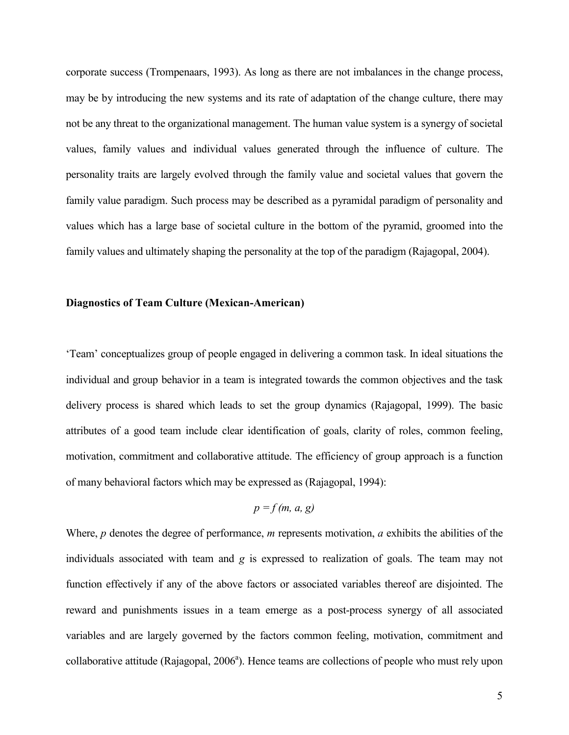corporate success (Trompenaars, 1993). As long as there are not imbalances in the change process, may be by introducing the new systems and its rate of adaptation of the change culture, there may not be any threat to the organizational management. The human value system is a synergy of societal values, family values and individual values generated through the influence of culture. The personality traits are largely evolved through the family value and societal values that govern the family value paradigm. Such process may be described as a pyramidal paradigm of personality and values which has a large base of societal culture in the bottom of the pyramid, groomed into the family values and ultimately shaping the personality at the top of the paradigm (Rajagopal, 2004).

**Diagnostics of Team Culture (Mexican-American)**

'Team' conceptualizes group of people engaged in delivering a common task. In ideal situations the individual and group behavior in a team is integrated towards the common objectives and the task delivery process is shared which leads to set the group dynamics (Rajagopal, 1999). The basic attributes of a good team include clear identification of goals, clarity of roles, common feeling, motivation, commitment and collaborative attitude. The efficiency of group approach is a function of many behavioral factors which may be expressed as (Rajagopal, 1994):

$$p = f(m, a, g)$$

Where, $p$ denotes the degree of performance, $m$ represents motivation, $a$ exhibits the abilities of the individuals associated with team and $g$ is expressed to realization of goals. The team may not function effectively if any of the above factors or associated variables thereof are disjointed. The reward and punishments issues in a team emerge as a post-process synergy of all associated variables and are largely governed by the factors common feeling, motivation, commitment and collaborative attitude (Rajagopal, 2006[a]). Hence teams are collections of people who must rely upon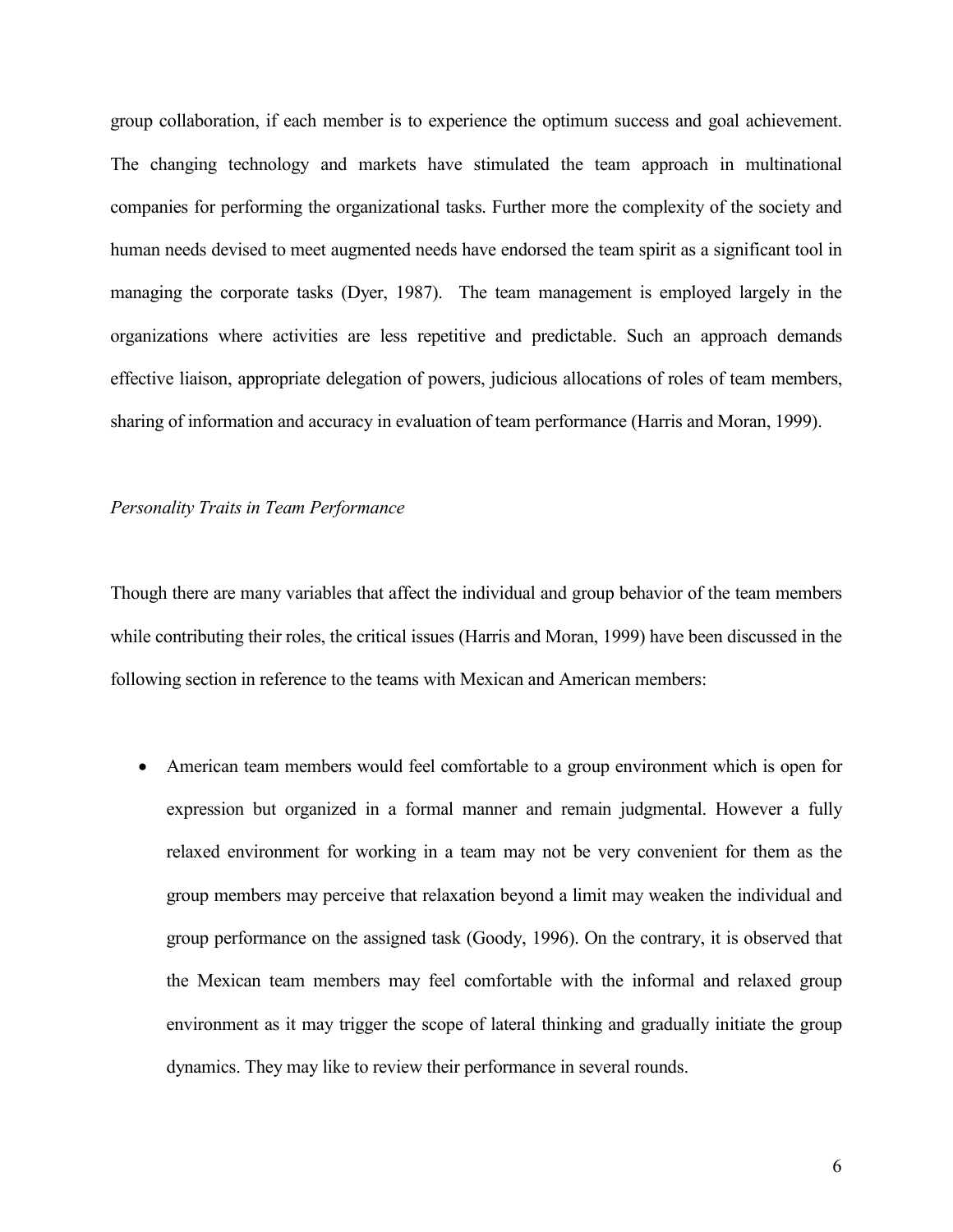group collaboration, if each member is to experience the optimum success and goal achievement. The changing technology and markets have stimulated the team approach in multinational companies for performing the organizational tasks. Further more the complexity of the society and human needs devised to meet augmented needs have endorsed the team spirit as a significant tool in managing the corporate tasks (Dyer, 1987). The team management is employed largely in the organizations where activities are less repetitive and predictable. Such an approach demands effective liaison, appropriate delegation of powers, judicious allocations of roles of team members, sharing of information and accuracy in evaluation of team performance (Harris and Moran, 1999).

*Personality Traits in Team Performance*

Though there are many variables that affect the individual and group behavior of the team members while contributing their roles, the critical issues (Harris and Moran, 1999) have been discussed in the following section in reference to the teams with Mexican and American members:

- American team members would feel comfortable to a group environment which is open for expression but organized in a formal manner and remain judgmental. However a fully relaxed environment for working in a team may not be very convenient for them as the group members may perceive that relaxation beyond a limit may weaken the individual and group performance on the assigned task (Goody, 1996). On the contrary, it is observed that the Mexican team members may feel comfortable with the informal and relaxed group environment as it may trigger the scope of lateral thinking and gradually initiate the group dynamics. They may like to review their performance in several rounds.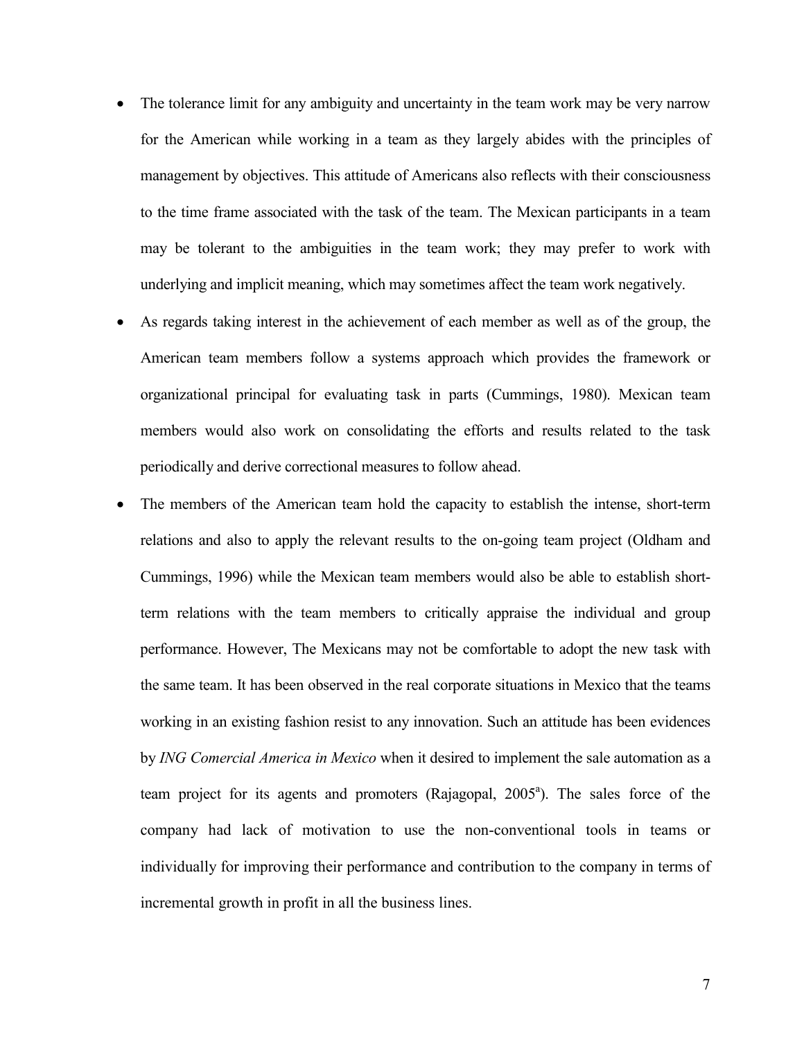- The tolerance limit for any ambiguity and uncertainty in the team work may be very narrow for the American while working in a team as they largely abides with the principles of management by objectives. This attitude of Americans also reflects with their consciousness to the time frame associated with the task of the team. The Mexican participants in a team may be tolerant to the ambiguities in the team work; they may prefer to work with underlying and implicit meaning, which may sometimes affect the team work negatively.
- As regards taking interest in the achievement of each member as well as of the group, the American team members follow a systems approach which provides the framework or organizational principal for evaluating task in parts (Cummings, 1980). Mexican team members would also work on consolidating the efforts and results related to the task periodically and derive correctional measures to follow ahead.
- The members of the American team hold the capacity to establish the intense, short-term relations and also to apply the relevant results to the on-going team project (Oldham and Cummings, 1996) while the Mexican team members would also be able to establish short-term relations with the team members to critically appraise the individual and group performance. However, The Mexicans may not be comfortable to adopt the new task with the same team. It has been observed in the real corporate situations in Mexico that the teams working in an existing fashion resist to any innovation. Such an attitude has been evidences by *ING Comercial America in Mexico* when it desired to implement the sale automation as a team project for its agents and promoters (Rajagopal, 2005[a]). The sales force of the company had lack of motivation to use the non-conventional tools in teams or individually for improving their performance and contribution to the company in terms of incremental growth in profit in all the business lines.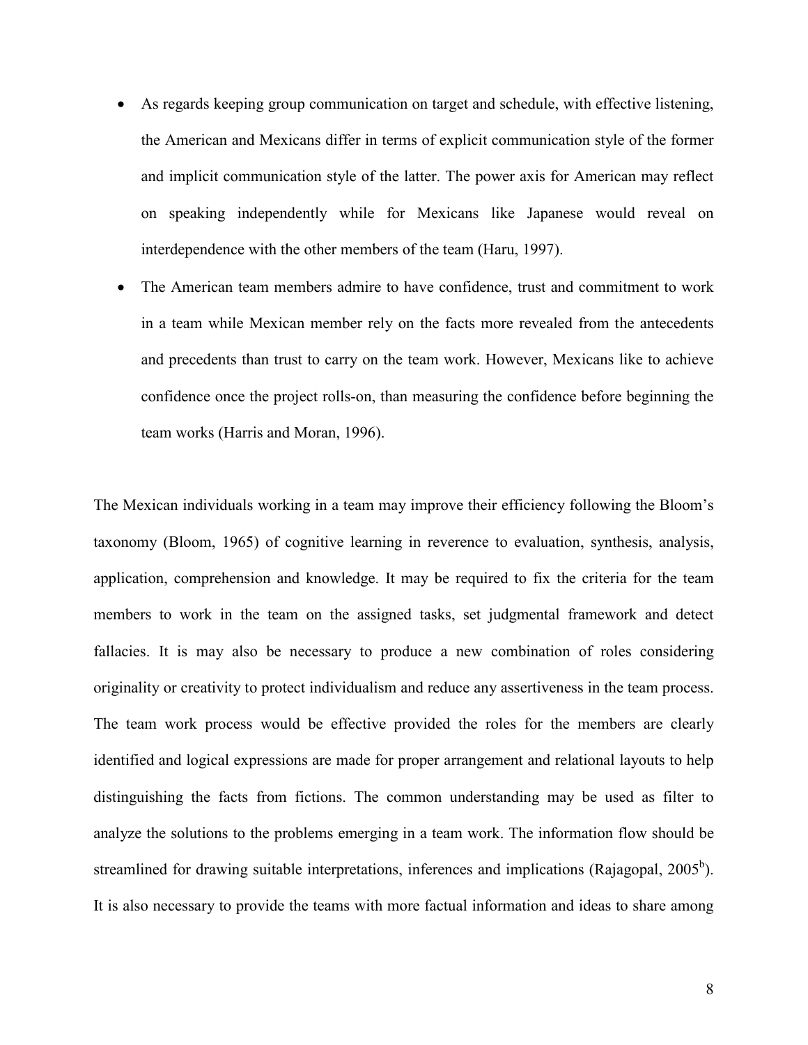- As regards keeping group communication on target and schedule, with effective listening, the American and Mexicans differ in terms of explicit communication style of the former and implicit communication style of the latter. The power axis for American may reflect on speaking independently while for Mexicans like Japanese would reveal on interdependence with the other members of the team (Haru, 1997).
- The American team members admire to have confidence, trust and commitment to work in a team while Mexican member rely on the facts more revealed from the antecedents and precedents than trust to carry on the team work. However, Mexicans like to achieve confidence once the project rolls-on, than measuring the confidence before beginning the team works (Harris and Moran, 1996).

The Mexican individuals working in a team may improve their efficiency following the Bloom's taxonomy (Bloom, 1965) of cognitive learning in reverence to evaluation, synthesis, analysis, application, comprehension and knowledge. It may be required to fix the criteria for the team members to work in the team on the assigned tasks, set judgmental framework and detect fallacies. It is may also be necessary to produce a new combination of roles considering originality or creativity to protect individualism and reduce any assertiveness in the team process. The team work process would be effective provided the roles for the members are clearly identified and logical expressions are made for proper arrangement and relational layouts to help distinguishing the facts from fictions. The common understanding may be used as filter to analyze the solutions to the problems emerging in a team work. The information flow should be streamlined for drawing suitable interpretations, inferences and implications (Rajagopal, 2005[b]). It is also necessary to provide the teams with more factual information and ideas to share among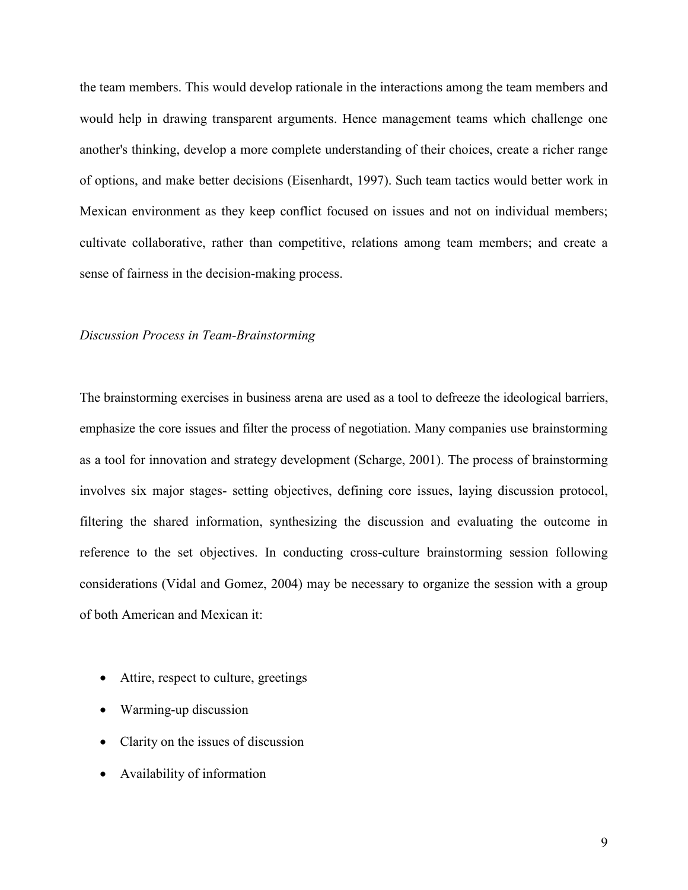the team members. This would develop rationale in the interactions among the team members and would help in drawing transparent arguments. Hence management teams which challenge one another's thinking, develop a more complete understanding of their choices, create a richer range of options, and make better decisions (Eisenhardt, 1997). Such team tactics would better work in Mexican environment as they keep conflict focused on issues and not on individual members; cultivate collaborative, rather than competitive, relations among team members; and create a sense of fairness in the decision-making process.

*Discussion Process in Team-Brainstorming*

The brainstorming exercises in business arena are used as a tool to defreeze the ideological barriers, emphasize the core issues and filter the process of negotiation. Many companies use brainstorming as a tool for innovation and strategy development (Scharge, 2001). The process of brainstorming involves six major stages- setting objectives, defining core issues, laying discussion protocol, filtering the shared information, synthesizing the discussion and evaluating the outcome in reference to the set objectives. In conducting cross-culture brainstorming session following considerations (Vidal and Gomez, 2004) may be necessary to organize the session with a group of both American and Mexican it:

- Attire, respect to culture, greetings
- Warming-up discussion
- Clarity on the issues of discussion
- Availability of information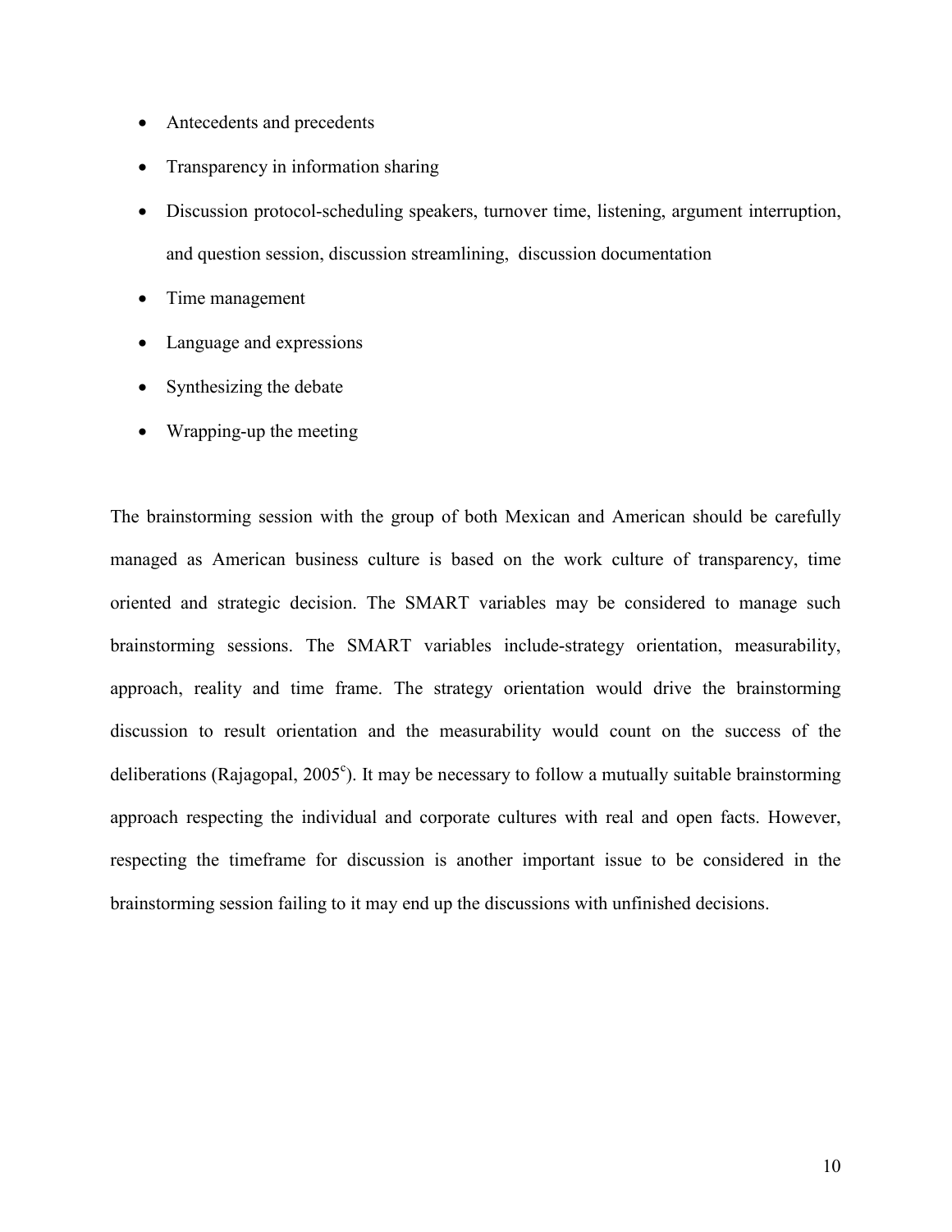- Antecedents and precedents
- Transparency in information sharing
- Discussion protocol-scheduling speakers, turnover time, listening, argument interruption, and question session, discussion streamlining, discussion documentation
- Time management
- Language and expressions
- Synthesizing the debate
- Wrapping-up the meeting

The brainstorming session with the group of both Mexican and American should be carefully managed as American business culture is based on the work culture of transparency, time oriented and strategic decision. The SMART variables may be considered to manage such brainstorming sessions. The SMART variables include-strategy orientation, measurability, approach, reality and time frame. The strategy orientation would drive the brainstorming discussion to result orientation and the measurability would count on the success of the deliberations (Rajagopal, 2005[c]). It may be necessary to follow a mutually suitable brainstorming approach respecting the individual and corporate cultures with real and open facts. However, respecting the timeframe for discussion is another important issue to be considered in the brainstorming session failing to it may end up the discussions with unfinished decisions.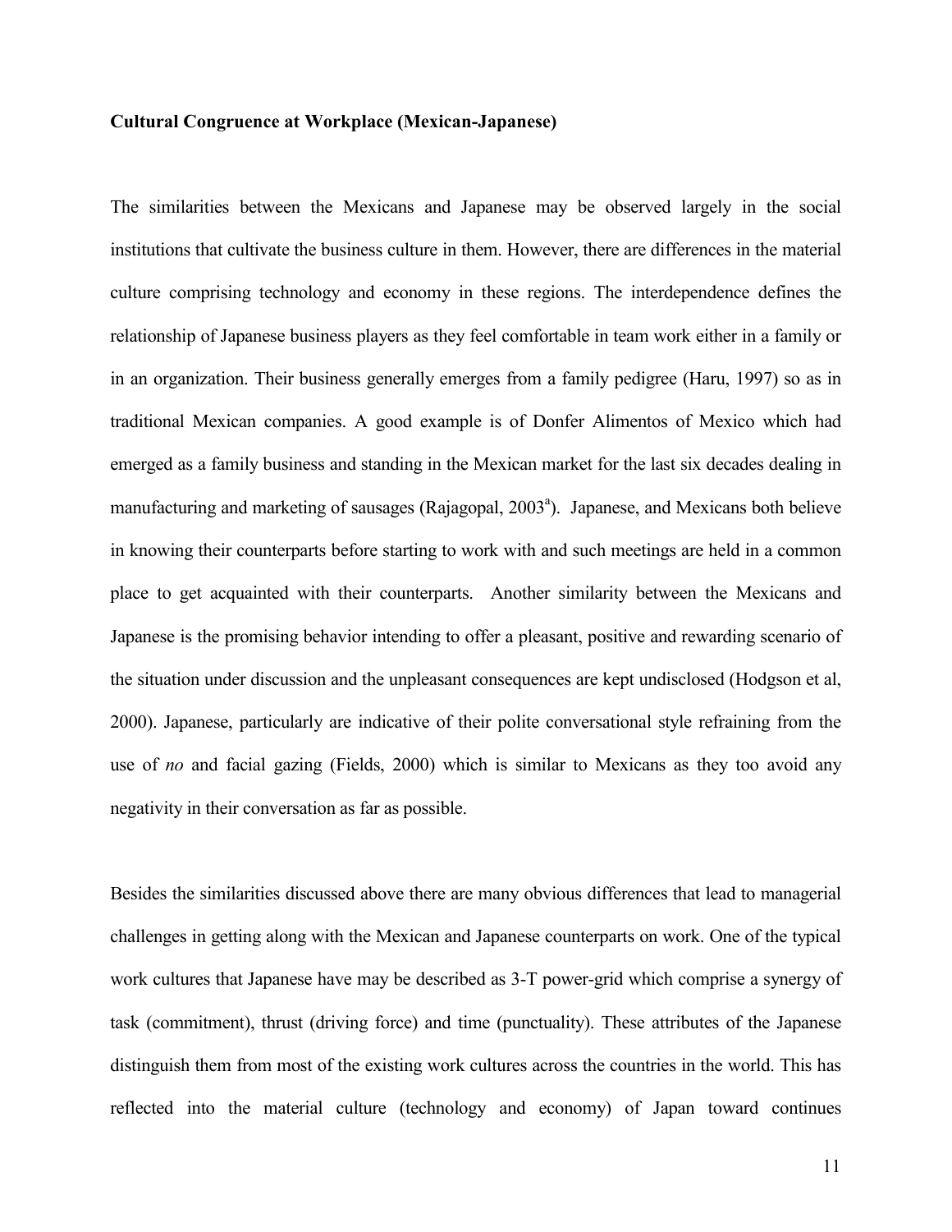**Cultural Congruence at Workplace (Mexican-Japanese)**

The similarities between the Mexicans and Japanese may be observed largely in the social institutions that cultivate the business culture in them. However, there are differences in the material culture comprising technology and economy in these regions. The interdependence defines the relationship of Japanese business players as they feel comfortable in team work either in a family or in an organization. Their business generally emerges from a family pedigree (Haru, 1997) so as in traditional Mexican companies. A good example is of Donfer Alimentos of Mexico which had emerged as a family business and standing in the Mexican market for the last six decades dealing in manufacturing and marketing of sausages (Rajagopal, 2003[a]). Japanese, and Mexicans both believe in knowing their counterparts before starting to work with and such meetings are held in a common place to get acquainted with their counterparts. Another similarity between the Mexicans and Japanese is the promising behavior intending to offer a pleasant, positive and rewarding scenario of the situation under discussion and the unpleasant consequences are kept undisclosed (Hodgson et al, 2000). Japanese, particularly are indicative of their polite conversational style refraining from the use of *no* and facial gazing (Fields, 2000) which is similar to Mexicans as they too avoid any negativity in their conversation as far as possible.

Besides the similarities discussed above there are many obvious differences that lead to managerial challenges in getting along with the Mexican and Japanese counterparts on work. One of the typical work cultures that Japanese have may be described as 3-T power-grid which comprise a synergy of task (commitment), thrust (driving force) and time (punctuality). These attributes of the Japanese distinguish them from most of the existing work cultures across the countries in the world. This has reflected into the material culture (technology and economy) of Japan toward continues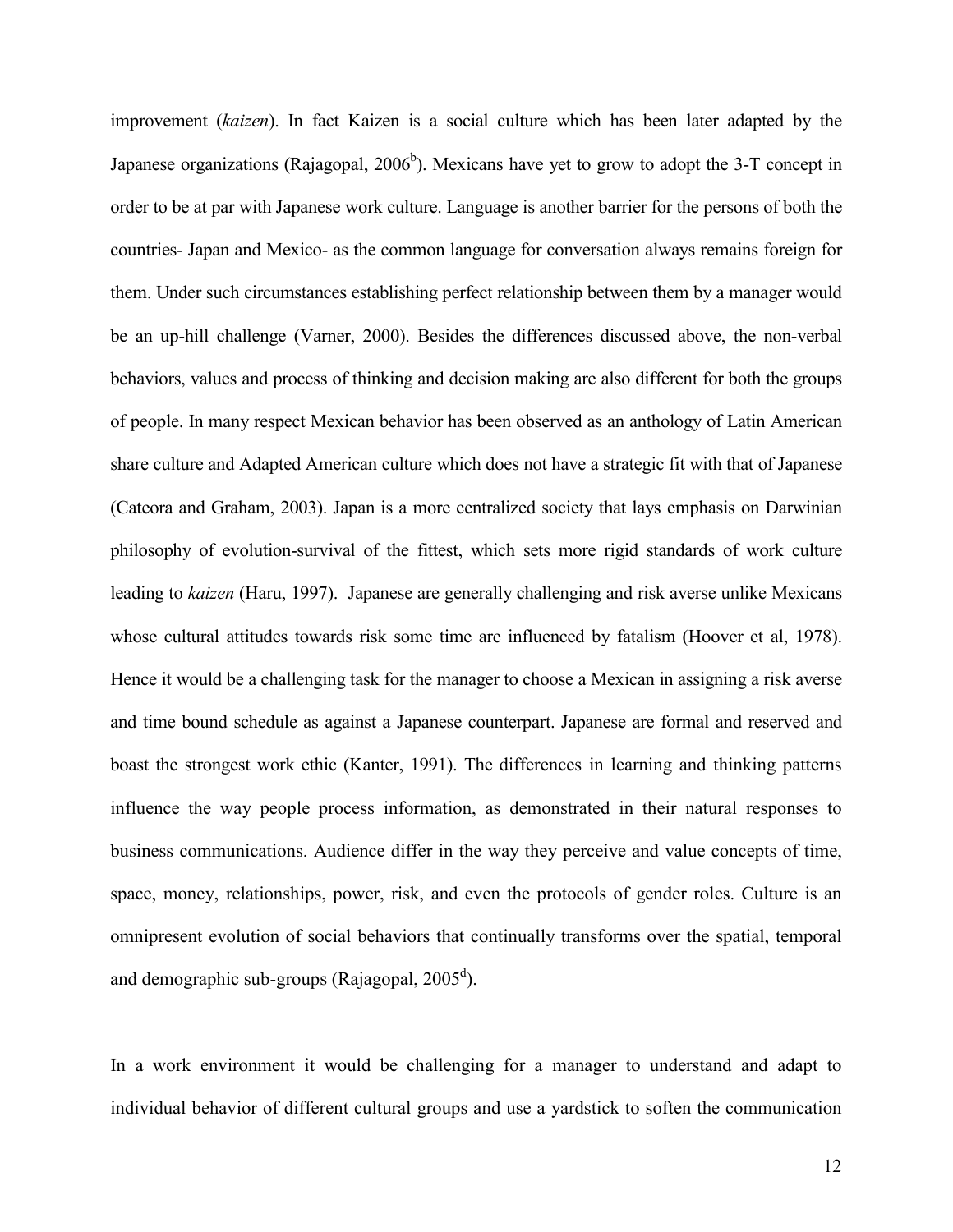improvement (*kaizen*). In fact Kaizen is a social culture which has been later adapted by the Japanese organizations (Rajagopal, 2006[b]). Mexicans have yet to grow to adopt the 3-T concept in order to be at par with Japanese work culture. Language is another barrier for the persons of both the countries- Japan and Mexico- as the common language for conversation always remains foreign for them. Under such circumstances establishing perfect relationship between them by a manager would be an up-hill challenge (Varner, 2000). Besides the differences discussed above, the non-verbal behaviors, values and process of thinking and decision making are also different for both the groups of people. In many respect Mexican behavior has been observed as an anthology of Latin American share culture and Adapted American culture which does not have a strategic fit with that of Japanese (Cateora and Graham, 2003). Japan is a more centralized society that lays emphasis on Darwinian philosophy of evolution-survival of the fittest, which sets more rigid standards of work culture leading to *kaizen* (Haru, 1997). Japanese are generally challenging and risk averse unlike Mexicans whose cultural attitudes towards risk some time are influenced by fatalism (Hoover et al, 1978). Hence it would be a challenging task for the manager to choose a Mexican in assigning a risk averse and time bound schedule as against a Japanese counterpart. Japanese are formal and reserved and boast the strongest work ethic (Kanter, 1991). The differences in learning and thinking patterns influence the way people process information, as demonstrated in their natural responses to business communications. Audience differ in the way they perceive and value concepts of time, space, money, relationships, power, risk, and even the protocols of gender roles. Culture is an omnipresent evolution of social behaviors that continually transforms over the spatial, temporal and demographic sub-groups (Rajagopal, 2005[d]).

In a work environment it would be challenging for a manager to understand and adapt to individual behavior of different cultural groups and use a yardstick to soften the communication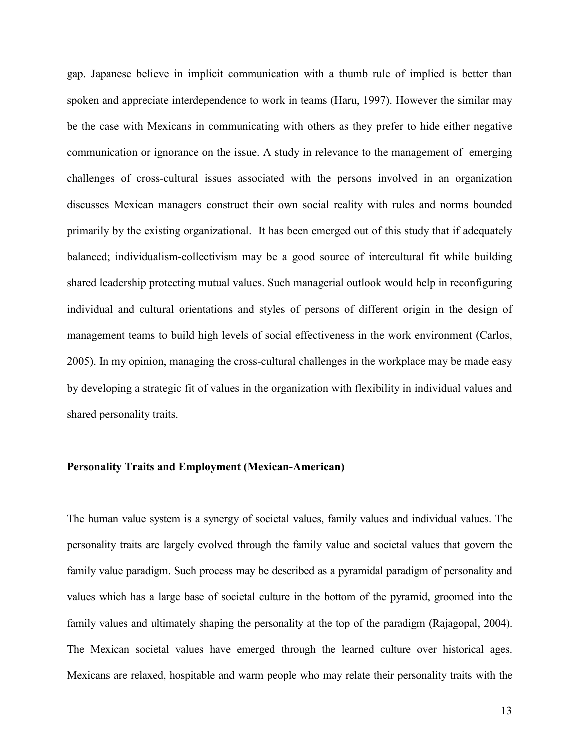gap. Japanese believe in implicit communication with a thumb rule of implied is better than spoken and appreciate interdependence to work in teams (Haru, 1997). However the similar may be the case with Mexicans in communicating with others as they prefer to hide either negative communication or ignorance on the issue. A study in relevance to the management of emerging challenges of cross-cultural issues associated with the persons involved in an organization discusses Mexican managers construct their own social reality with rules and norms bounded primarily by the existing organizational. It has been emerged out of this study that if adequately balanced; individualism-collectivism may be a good source of intercultural fit while building shared leadership protecting mutual values. Such managerial outlook would help in reconfiguring individual and cultural orientations and styles of persons of different origin in the design of management teams to build high levels of social effectiveness in the work environment (Carlos, 2005). In my opinion, managing the cross-cultural challenges in the workplace may be made easy by developing a strategic fit of values in the organization with flexibility in individual values and shared personality traits.

**Personality Traits and Employment (Mexican-American)**

The human value system is a synergy of societal values, family values and individual values. The personality traits are largely evolved through the family value and societal values that govern the family value paradigm. Such process may be described as a pyramidal paradigm of personality and values which has a large base of societal culture in the bottom of the pyramid, groomed into the family values and ultimately shaping the personality at the top of the paradigm (Rajagopal, 2004). The Mexican societal values have emerged through the learned culture over historical ages. Mexicans are relaxed, hospitable and warm people who may relate their personality traits with the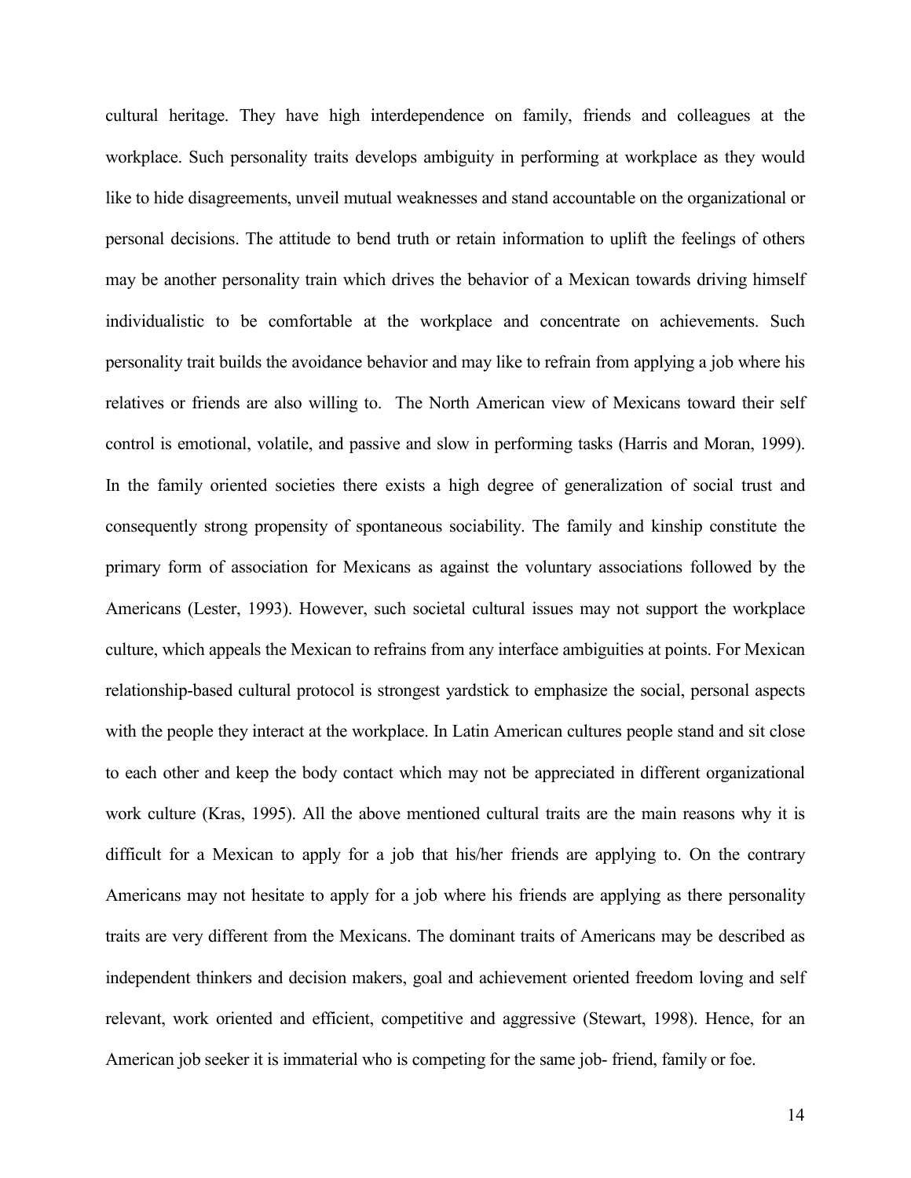cultural heritage. They have high interdependence on family, friends and colleagues at the workplace. Such personality traits develops ambiguity in performing at workplace as they would like to hide disagreements, unveil mutual weaknesses and stand accountable on the organizational or personal decisions. The attitude to bend truth or retain information to uplift the feelings of others may be another personality train which drives the behavior of a Mexican towards driving himself individualistic to be comfortable at the workplace and concentrate on achievements. Such personality trait builds the avoidance behavior and may like to refrain from applying a job where his relatives or friends are also willing to. The North American view of Mexicans toward their self control is emotional, volatile, and passive and slow in performing tasks (Harris and Moran, 1999). In the family oriented societies there exists a high degree of generalization of social trust and consequently strong propensity of spontaneous sociability. The family and kinship constitute the primary form of association for Mexicans as against the voluntary associations followed by the Americans (Lester, 1993). However, such societal cultural issues may not support the workplace culture, which appeals the Mexican to refrains from any interface ambiguities at points. For Mexican relationship-based cultural protocol is strongest yardstick to emphasize the social, personal aspects with the people they interact at the workplace. In Latin American cultures people stand and sit close to each other and keep the body contact which may not be appreciated in different organizational work culture (Kras, 1995). All the above mentioned cultural traits are the main reasons why it is difficult for a Mexican to apply for a job that his/her friends are applying to. On the contrary Americans may not hesitate to apply for a job where his friends are applying as there personality traits are very different from the Mexicans. The dominant traits of Americans may be described as independent thinkers and decision makers, goal and achievement oriented freedom loving and self relevant, work oriented and efficient, competitive and aggressive (Stewart, 1998). Hence, for an American job seeker it is immaterial who is competing for the same job- friend, family or foe.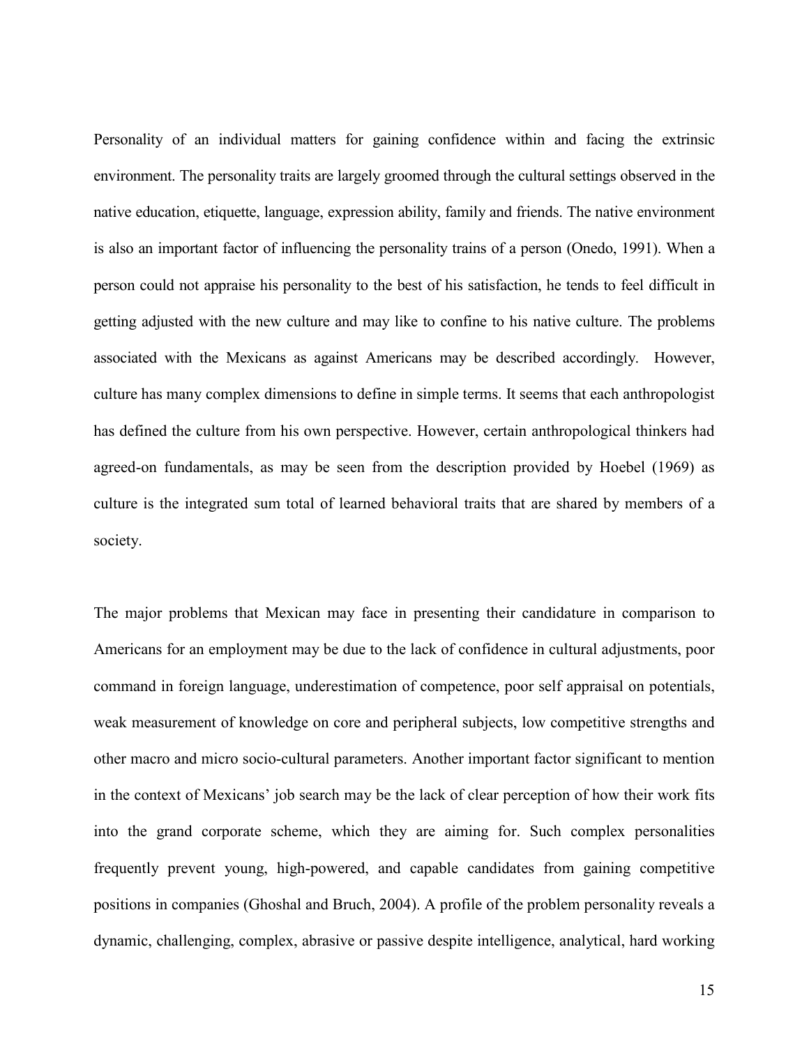Personality of an individual matters for gaining confidence within and facing the extrinsic environment. The personality traits are largely groomed through the cultural settings observed in the native education, etiquette, language, expression ability, family and friends. The native environment is also an important factor of influencing the personality trains of a person (Onedo, 1991). When a person could not appraise his personality to the best of his satisfaction, he tends to feel difficult in getting adjusted with the new culture and may like to confine to his native culture. The problems associated with the Mexicans as against Americans may be described accordingly. However, culture has many complex dimensions to define in simple terms. It seems that each anthropologist has defined the culture from his own perspective. However, certain anthropological thinkers had agreed-on fundamentals, as may be seen from the description provided by Hoebel (1969) as culture is the integrated sum total of learned behavioral traits that are shared by members of a society.

The major problems that Mexican may face in presenting their candidature in comparison to Americans for an employment may be due to the lack of confidence in cultural adjustments, poor command in foreign language, underestimation of competence, poor self appraisal on potentials, weak measurement of knowledge on core and peripheral subjects, low competitive strengths and other macro and micro socio-cultural parameters. Another important factor significant to mention in the context of Mexicans' job search may be the lack of clear perception of how their work fits into the grand corporate scheme, which they are aiming for. Such complex personalities frequently prevent young, high-powered, and capable candidates from gaining competitive positions in companies (Ghoshal and Bruch, 2004). A profile of the problem personality reveals a dynamic, challenging, complex, abrasive or passive despite intelligence, analytical, hard working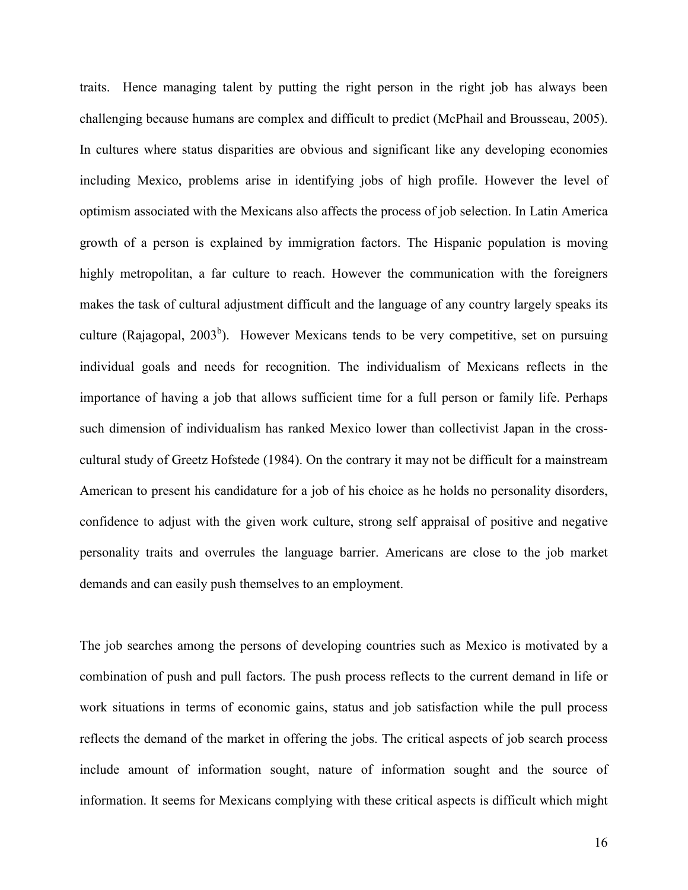traits. Hence managing talent by putting the right person in the right job has always been challenging because humans are complex and difficult to predict (McPhail and Brousseau, 2005). In cultures where status disparities are obvious and significant like any developing economies including Mexico, problems arise in identifying jobs of high profile. However the level of optimism associated with the Mexicans also affects the process of job selection. In Latin America growth of a person is explained by immigration factors. The Hispanic population is moving highly metropolitan, a far culture to reach. However the communication with the foreigners makes the task of cultural adjustment difficult and the language of any country largely speaks its culture (Rajagopal, 2003[b]). However Mexicans tends to be very competitive, set on pursuing individual goals and needs for recognition. The individualism of Mexicans reflects in the importance of having a job that allows sufficient time for a full person or family life. Perhaps such dimension of individualism has ranked Mexico lower than collectivist Japan in the cross-cultural study of Greetz Hofstede (1984). On the contrary it may not be difficult for a mainstream American to present his candidature for a job of his choice as he holds no personality disorders, confidence to adjust with the given work culture, strong self appraisal of positive and negative personality traits and overrules the language barrier. Americans are close to the job market demands and can easily push themselves to an employment.

The job searches among the persons of developing countries such as Mexico is motivated by a combination of push and pull factors. The push process reflects to the current demand in life or work situations in terms of economic gains, status and job satisfaction while the pull process reflects the demand of the market in offering the jobs. The critical aspects of job search process include amount of information sought, nature of information sought and the source of information. It seems for Mexicans complying with these critical aspects is difficult which might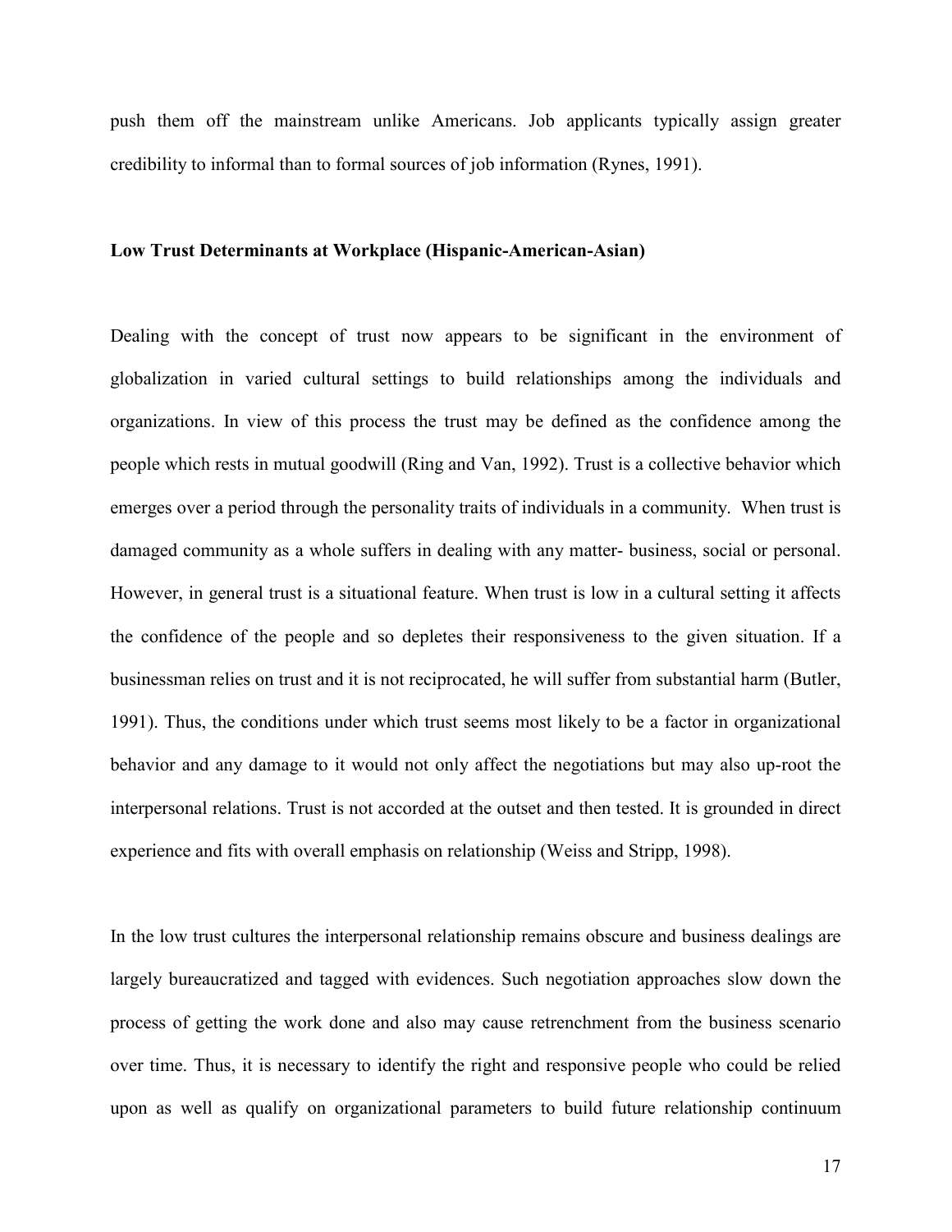push them off the mainstream unlike Americans. Job applicants typically assign greater credibility to informal than to formal sources of job information (Rynes, 1991).

**Low Trust Determinants at Workplace (Hispanic-American-Asian)**

Dealing with the concept of trust now appears to be significant in the environment of globalization in varied cultural settings to build relationships among the individuals and organizations. In view of this process the trust may be defined as the confidence among the people which rests in mutual goodwill (Ring and Van, 1992). Trust is a collective behavior which emerges over a period through the personality traits of individuals in a community. When trust is damaged community as a whole suffers in dealing with any matter- business, social or personal. However, in general trust is a situational feature. When trust is low in a cultural setting it affects the confidence of the people and so depletes their responsiveness to the given situation. If a businessman relies on trust and it is not reciprocated, he will suffer from substantial harm (Butler, 1991). Thus, the conditions under which trust seems most likely to be a factor in organizational behavior and any damage to it would not only affect the negotiations but may also up-root the interpersonal relations. Trust is not accorded at the outset and then tested. It is grounded in direct experience and fits with overall emphasis on relationship (Weiss and Stripp, 1998).

In the low trust cultures the interpersonal relationship remains obscure and business dealings are largely bureaucratized and tagged with evidences. Such negotiation approaches slow down the process of getting the work done and also may cause retrenchment from the business scenario over time. Thus, it is necessary to identify the right and responsive people who could be relied upon as well as qualify on organizational parameters to build future relationship continuum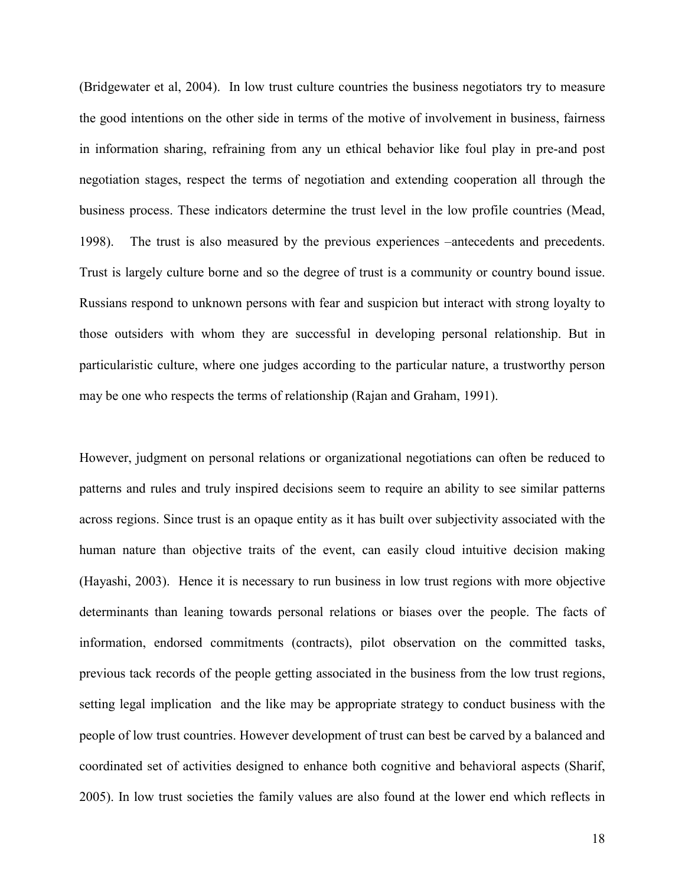(Bridgewater et al, 2004). In low trust culture countries the business negotiators try to measure the good intentions on the other side in terms of the motive of involvement in business, fairness in information sharing, refraining from any un ethical behavior like foul play in pre-and post negotiation stages, respect the terms of negotiation and extending cooperation all through the business process. These indicators determine the trust level in the low profile countries (Mead, 1998). The trust is also measured by the previous experiences –antecedents and precedents. Trust is largely culture borne and so the degree of trust is a community or country bound issue. Russians respond to unknown persons with fear and suspicion but interact with strong loyalty to those outsiders with whom they are successful in developing personal relationship. But in particularistic culture, where one judges according to the particular nature, a trustworthy person may be one who respects the terms of relationship (Rajan and Graham, 1991).

However, judgment on personal relations or organizational negotiations can often be reduced to patterns and rules and truly inspired decisions seem to require an ability to see similar patterns across regions. Since trust is an opaque entity as it has built over subjectivity associated with the human nature than objective traits of the event, can easily cloud intuitive decision making (Hayashi, 2003). Hence it is necessary to run business in low trust regions with more objective determinants than leaning towards personal relations or biases over the people. The facts of information, endorsed commitments (contracts), pilot observation on the committed tasks, previous tack records of the people getting associated in the business from the low trust regions, setting legal implication and the like may be appropriate strategy to conduct business with the people of low trust countries. However development of trust can best be carved by a balanced and coordinated set of activities designed to enhance both cognitive and behavioral aspects (Sharif, 2005). In low trust societies the family values are also found at the lower end which reflects in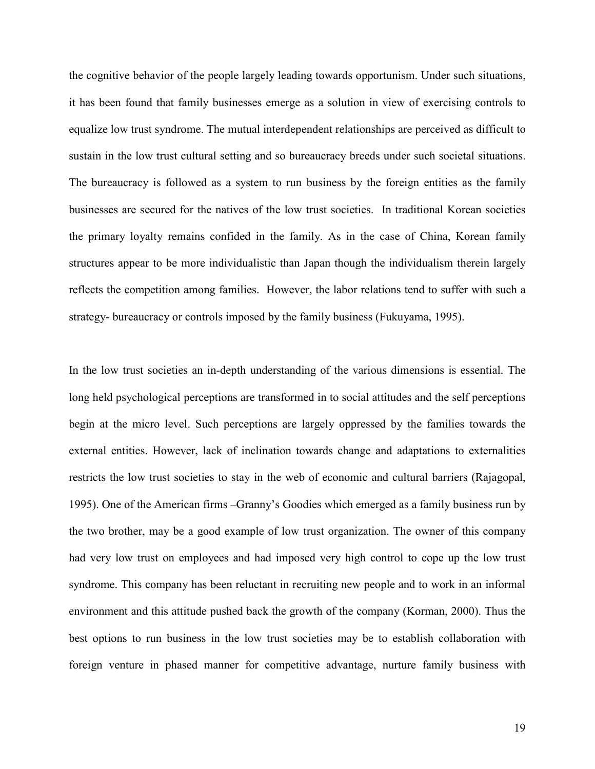the cognitive behavior of the people largely leading towards opportunism. Under such situations, it has been found that family businesses emerge as a solution in view of exercising controls to equalize low trust syndrome. The mutual interdependent relationships are perceived as difficult to sustain in the low trust cultural setting and so bureaucracy breeds under such societal situations. The bureaucracy is followed as a system to run business by the foreign entities as the family businesses are secured for the natives of the low trust societies. In traditional Korean societies the primary loyalty remains confided in the family. As in the case of China, Korean family structures appear to be more individualistic than Japan though the individualism therein largely reflects the competition among families. However, the labor relations tend to suffer with such a strategy- bureaucracy or controls imposed by the family business (Fukuyama, 1995).

In the low trust societies an in-depth understanding of the various dimensions is essential. The long held psychological perceptions are transformed in to social attitudes and the self perceptions begin at the micro level. Such perceptions are largely oppressed by the families towards the external entities. However, lack of inclination towards change and adaptations to externalities restricts the low trust societies to stay in the web of economic and cultural barriers (Rajagopal, 1995). One of the American firms –Granny's Goodies which emerged as a family business run by the two brother, may be a good example of low trust organization. The owner of this company had very low trust on employees and had imposed very high control to cope up the low trust syndrome. This company has been reluctant in recruiting new people and to work in an informal environment and this attitude pushed back the growth of the company (Korman, 2000). Thus the best options to run business in the low trust societies may be to establish collaboration with foreign venture in phased manner for competitive advantage, nurture family business with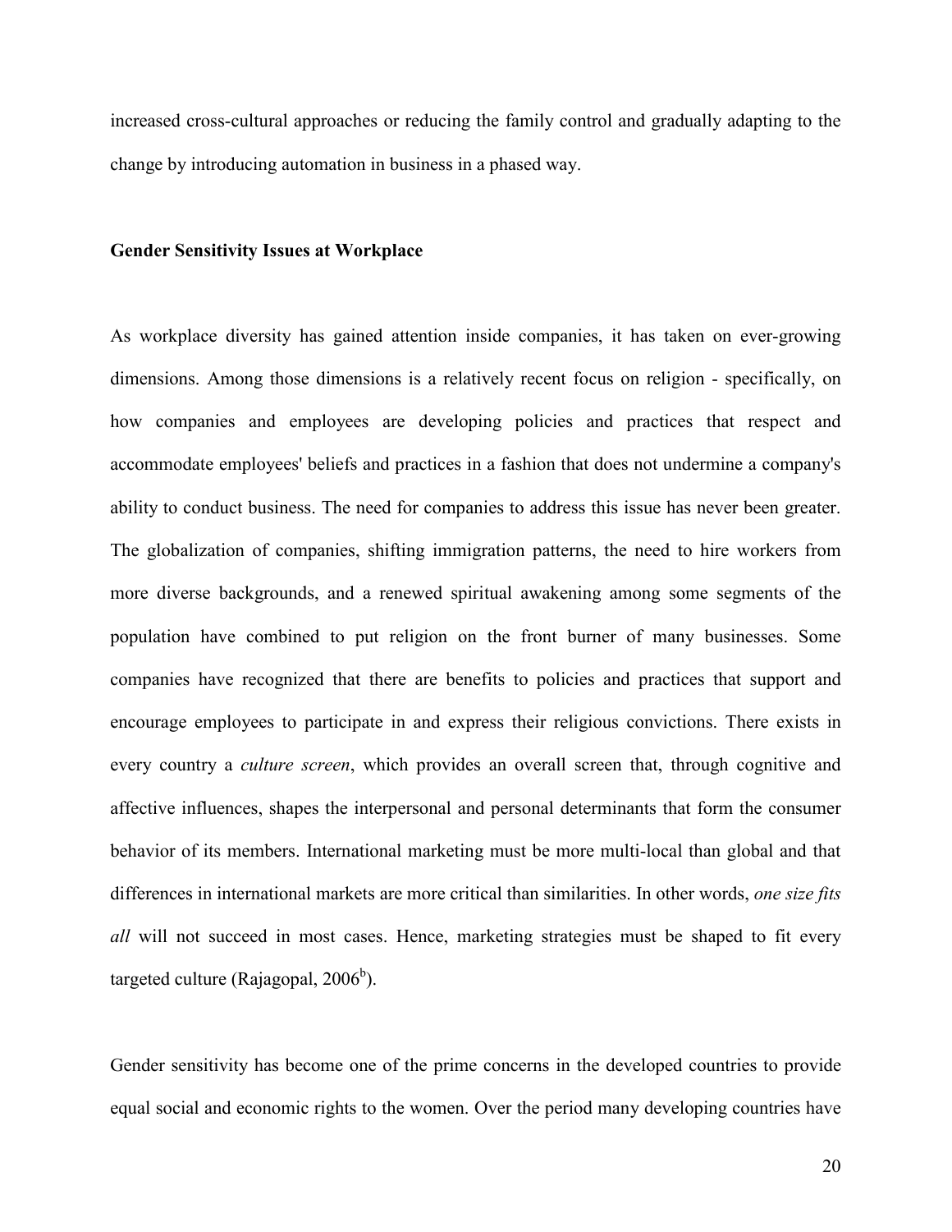increased cross-cultural approaches or reducing the family control and gradually adapting to the change by introducing automation in business in a phased way.

**Gender Sensitivity Issues at Workplace**

As workplace diversity has gained attention inside companies, it has taken on ever-growing dimensions. Among those dimensions is a relatively recent focus on religion - specifically, on how companies and employees are developing policies and practices that respect and accommodate employees' beliefs and practices in a fashion that does not undermine a company's ability to conduct business. The need for companies to address this issue has never been greater. The globalization of companies, shifting immigration patterns, the need to hire workers from more diverse backgrounds, and a renewed spiritual awakening among some segments of the population have combined to put religion on the front burner of many businesses. Some companies have recognized that there are benefits to policies and practices that support and encourage employees to participate in and express their religious convictions. There exists in every country a *culture screen*, which provides an overall screen that, through cognitive and affective influences, shapes the interpersonal and personal determinants that form the consumer behavior of its members. International marketing must be more multi-local than global and that differences in international markets are more critical than similarities. In other words, *one size fits all* will not succeed in most cases. Hence, marketing strategies must be shaped to fit every targeted culture (Rajagopal, 2006[b]).

Gender sensitivity has become one of the prime concerns in the developed countries to provide equal social and economic rights to the women. Over the period many developing countries have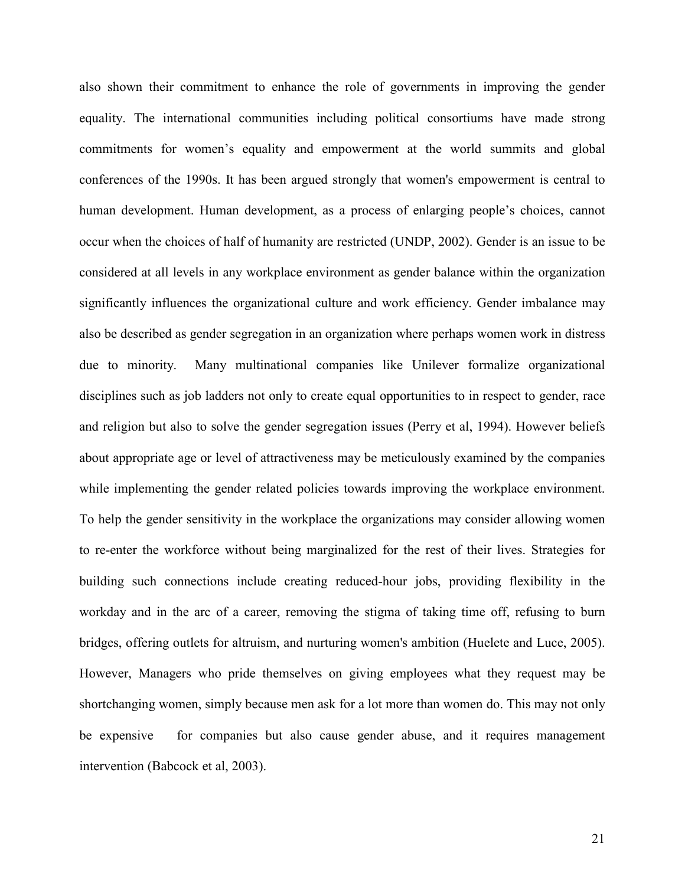also shown their commitment to enhance the role of governments in improving the gender equality. The international communities including political consortiums have made strong commitments for women's equality and empowerment at the world summits and global conferences of the 1990s. It has been argued strongly that women's empowerment is central to human development. Human development, as a process of enlarging people's choices, cannot occur when the choices of half of humanity are restricted (UNDP, 2002). Gender is an issue to be considered at all levels in any workplace environment as gender balance within the organization significantly influences the organizational culture and work efficiency. Gender imbalance may also be described as gender segregation in an organization where perhaps women work in distress due to minority. Many multinational companies like Unilever formalize organizational disciplines such as job ladders not only to create equal opportunities to in respect to gender, race and religion but also to solve the gender segregation issues (Perry et al, 1994). However beliefs about appropriate age or level of attractiveness may be meticulously examined by the companies while implementing the gender related policies towards improving the workplace environment. To help the gender sensitivity in the workplace the organizations may consider allowing women to re-enter the workforce without being marginalized for the rest of their lives. Strategies for building such connections include creating reduced-hour jobs, providing flexibility in the workday and in the arc of a career, removing the stigma of taking time off, refusing to burn bridges, offering outlets for altruism, and nurturing women's ambition (Huelete and Luce, 2005). However, Managers who pride themselves on giving employees what they request may be shortchanging women, simply because men ask for a lot more than women do. This may not only be expensive for companies but also cause gender abuse, and it requires management intervention (Babcock et al, 2003).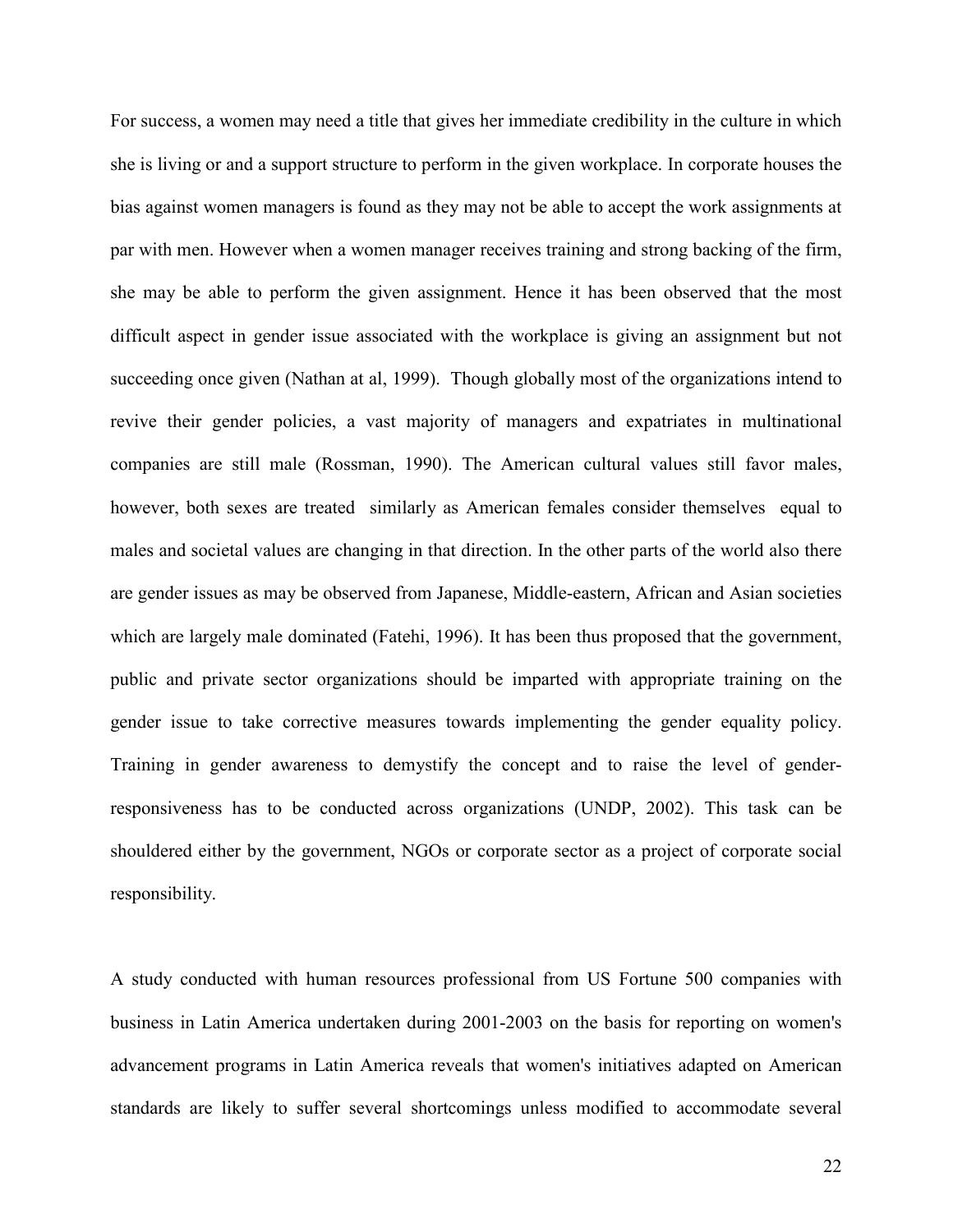For success, a women may need a title that gives her immediate credibility in the culture in which she is living or and a support structure to perform in the given workplace. In corporate houses the bias against women managers is found as they may not be able to accept the work assignments at par with men. However when a women manager receives training and strong backing of the firm, she may be able to perform the given assignment. Hence it has been observed that the most difficult aspect in gender issue associated with the workplace is giving an assignment but not succeeding once given (Nathan at al, 1999). Though globally most of the organizations intend to revive their gender policies, a vast majority of managers and expatriates in multinational companies are still male (Rossman, 1990). The American cultural values still favor males, however, both sexes are treated similarly as American females consider themselves equal to males and societal values are changing in that direction. In the other parts of the world also there are gender issues as may be observed from Japanese, Middle-eastern, African and Asian societies which are largely male dominated (Fatehi, 1996). It has been thus proposed that the government, public and private sector organizations should be imparted with appropriate training on the gender issue to take corrective measures towards implementing the gender equality policy. Training in gender awareness to demystify the concept and to raise the level of gender-responsiveness has to be conducted across organizations (UNDP, 2002). This task can be shouldered either by the government, NGOs or corporate sector as a project of corporate social responsibility.

A study conducted with human resources professional from US Fortune 500 companies with business in Latin America undertaken during 2001-2003 on the basis for reporting on women's advancement programs in Latin America reveals that women's initiatives adapted on American standards are likely to suffer several shortcomings unless modified to accommodate several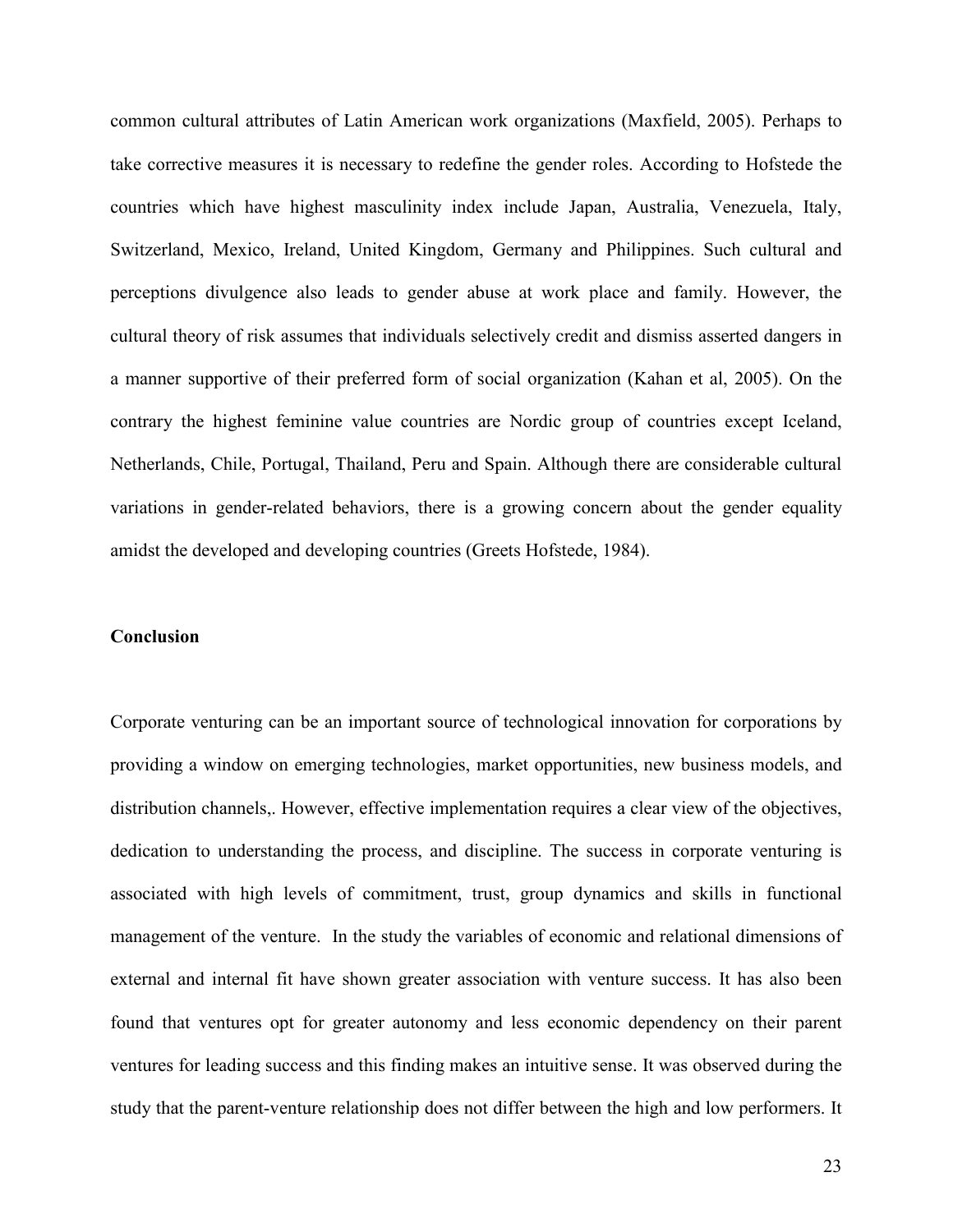common cultural attributes of Latin American work organizations (Maxfield, 2005). Perhaps to take corrective measures it is necessary to redefine the gender roles. According to Hofstede the countries which have highest masculinity index include Japan, Australia, Venezuela, Italy, Switzerland, Mexico, Ireland, United Kingdom, Germany and Philippines. Such cultural and perceptions divulgence also leads to gender abuse at work place and family. However, the cultural theory of risk assumes that individuals selectively credit and dismiss asserted dangers in a manner supportive of their preferred form of social organization (Kahan et al, 2005). On the contrary the highest feminine value countries are Nordic group of countries except Iceland, Netherlands, Chile, Portugal, Thailand, Peru and Spain. Although there are considerable cultural variations in gender-related behaviors, there is a growing concern about the gender equality amidst the developed and developing countries (Greets Hofstede, 1984).

**Conclusion**

Corporate venturing can be an important source of technological innovation for corporations by providing a window on emerging technologies, market opportunities, new business models, and distribution channels,. However, effective implementation requires a clear view of the objectives, dedication to understanding the process, and discipline. The success in corporate venturing is associated with high levels of commitment, trust, group dynamics and skills in functional management of the venture. In the study the variables of economic and relational dimensions of external and internal fit have shown greater association with venture success. It has also been found that ventures opt for greater autonomy and less economic dependency on their parent ventures for leading success and this finding makes an intuitive sense. It was observed during the study that the parent-venture relationship does not differ between the high and low performers. It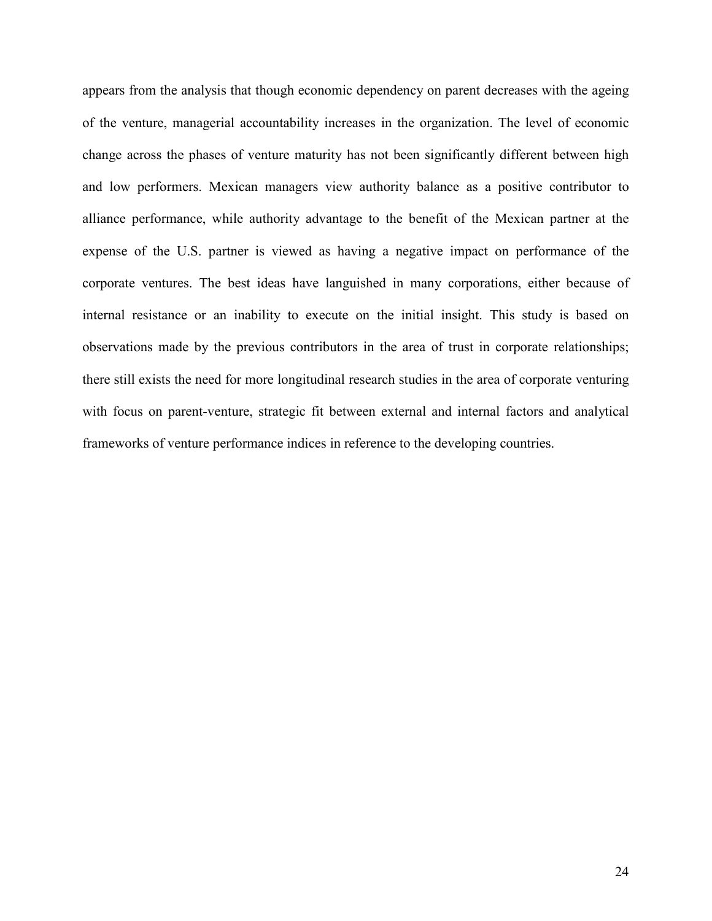appears from the analysis that though economic dependency on parent decreases with the ageing of the venture, managerial accountability increases in the organization. The level of economic change across the phases of venture maturity has not been significantly different between high and low performers. Mexican managers view authority balance as a positive contributor to alliance performance, while authority advantage to the benefit of the Mexican partner at the expense of the U.S. partner is viewed as having a negative impact on performance of the corporate ventures. The best ideas have languished in many corporations, either because of internal resistance or an inability to execute on the initial insight. This study is based on observations made by the previous contributors in the area of trust in corporate relationships; there still exists the need for more longitudinal research studies in the area of corporate venturing with focus on parent-venture, strategic fit between external and internal factors and analytical frameworks of venture performance indices in reference to the developing countries.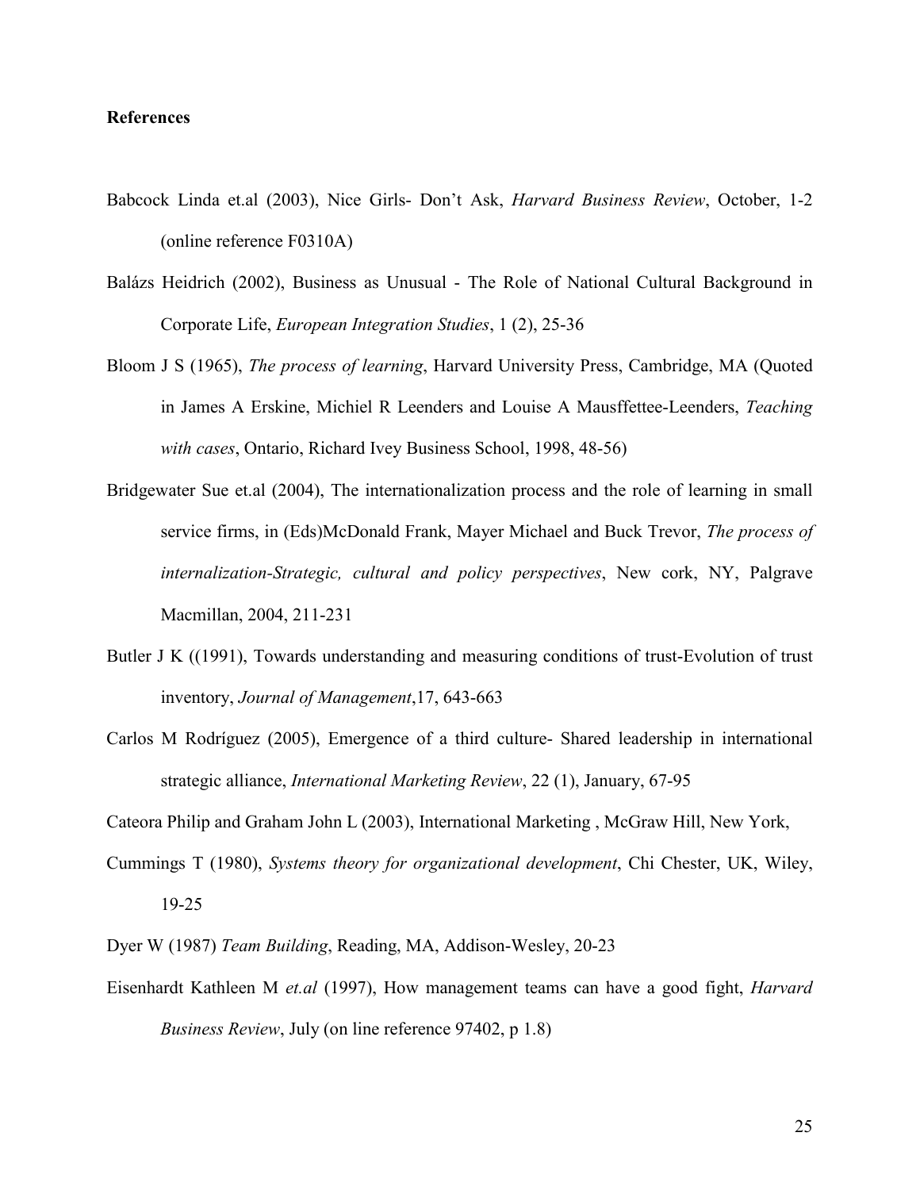**References**

Babcock Linda et.al (2003), Nice Girls- Don't Ask, *Harvard Business Review*, October, 1-2 (online reference F0310A)

Balázs Heidrich (2002), Business as Unusual - The Role of National Cultural Background in Corporate Life, *European Integration Studies*, 1 (2), 25-36

Bloom J S (1965), *The process of learning*, Harvard University Press, Cambridge, MA (Quoted in James A Erskine, Michiel R Leenders and Louise A Mausffettee-Leenders, *Teaching with cases*, Ontario, Richard Ivey Business School, 1998, 48-56)

Bridgewater Sue et.al (2004), The internationalization process and the role of learning in small service firms, in (Eds)McDonald Frank, Mayer Michael and Buck Trevor, *The process of internalization-Strategic, cultural and policy perspectives*, New cork, NY, Palgrave Macmillan, 2004, 211-231

Butler J K ((1991), Towards understanding and measuring conditions of trust-Evolution of trust inventory, *Journal of Management*,17, 643-663

Carlos M Rodríguez (2005), Emergence of a third culture- Shared leadership in international strategic alliance, *International Marketing Review*, 22 (1), January, 67-95

Cateora Philip and Graham John L (2003), International Marketing , McGraw Hill, New York,

Cummings T (1980), *Systems theory for organizational development*, Chi Chester, UK, Wiley, 19-25

Dyer W (1987) *Team Building*, Reading, MA, Addison-Wesley, 20-23

Eisenhardt Kathleen M *et.al* (1997), How management teams can have a good fight, *Harvard Business Review*, July (on line reference 97402, p 1.8)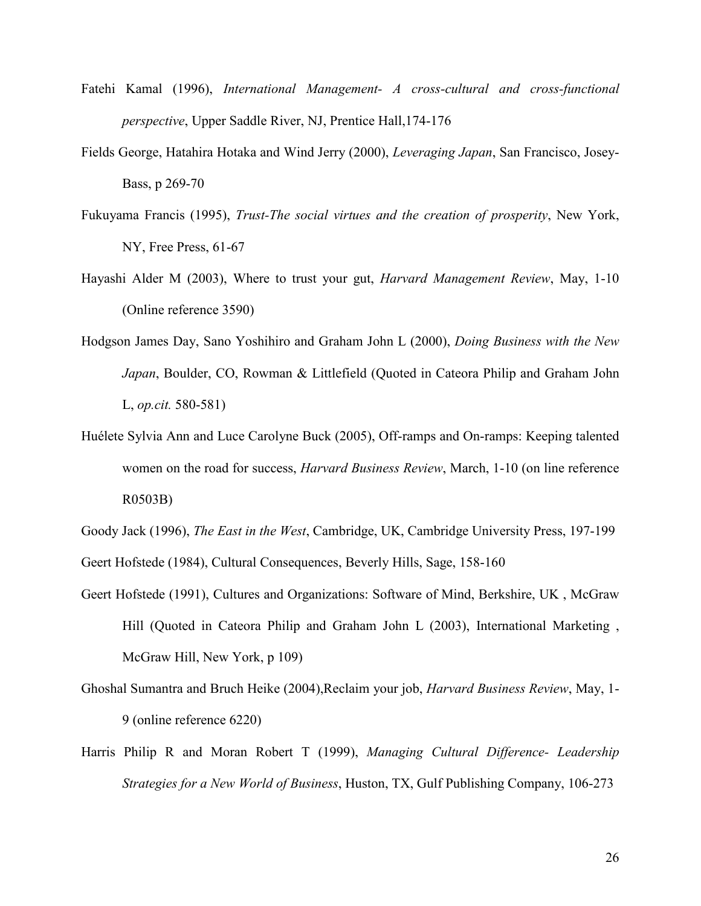Fatehi Kamal (1996), *International Management- A cross-cultural and cross-functional perspective*, Upper Saddle River, NJ, Prentice Hall,174-176

Fields George, Hatahira Hotaka and Wind Jerry (2000), *Leveraging Japan*, San Francisco, Josey-Bass, p 269-70

Fukuyama Francis (1995), *Trust-The social virtues and the creation of prosperity*, New York, NY, Free Press, 61-67

Hayashi Alder M (2003), Where to trust your gut, *Harvard Management Review*, May, 1-10 (Online reference 3590)

Hodgson James Day, Sano Yoshihiro and Graham John L (2000), *Doing Business with the New Japan*, Boulder, CO, Rowman & Littlefield (Quoted in Cateora Philip and Graham John L, *op.cit.* 580-581)

Huélete Sylvia Ann and Luce Carolyne Buck (2005), Off-ramps and On-ramps: Keeping talented women on the road for success, *Harvard Business Review*, March, 1-10 (on line reference R0503B)

Goody Jack (1996), *The East in the West*, Cambridge, UK, Cambridge University Press, 197-199

Geert Hofstede (1984), Cultural Consequences, Beverly Hills, Sage, 158-160

Geert Hofstede (1991), Cultures and Organizations: Software of Mind, Berkshire, UK , McGraw Hill (Quoted in Cateora Philip and Graham John L (2003), International Marketing , McGraw Hill, New York, p 109)

Ghoshal Sumantra and Bruch Heike (2004),Reclaim your job, *Harvard Business Review*, May, 1-9 (online reference 6220)

Harris Philip R and Moran Robert T (1999), *Managing Cultural Difference- Leadership Strategies for a New World of Business*, Huston, TX, Gulf Publishing Company, 106-273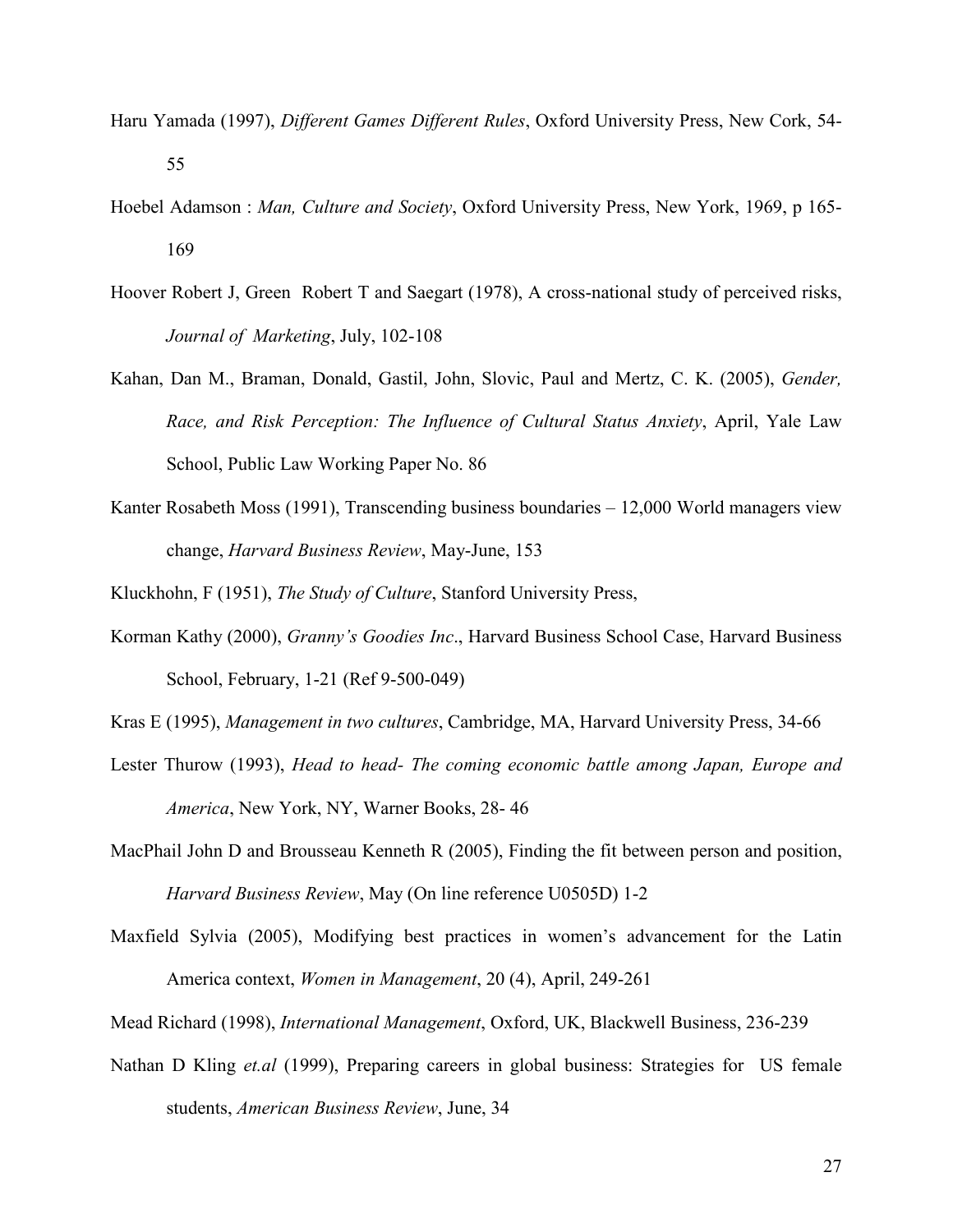Haru Yamada (1997), *Different Games Different Rules*, Oxford University Press, New Cork, 54-55

Hoebel Adamson : *Man, Culture and Society*, Oxford University Press, New York, 1969, p 165-169

Hoover Robert J, Green Robert T and Saegart (1978), A cross-national study of perceived risks, *Journal of Marketing*, July, 102-108

Kahan, Dan M., Braman, Donald, Gastil, John, Slovic, Paul and Mertz, C. K. (2005), *Gender, Race, and Risk Perception: The Influence of Cultural Status Anxiety*, April, Yale Law School, Public Law Working Paper No. 86

Kanter Rosabeth Moss (1991), Transcending business boundaries – 12,000 World managers view change, *Harvard Business Review*, May-June, 153

Kluckhohn, F (1951), *The Study of Culture*, Stanford University Press,

Korman Kathy (2000), *Granny's Goodies Inc*., Harvard Business School Case, Harvard Business School, February, 1-21 (Ref 9-500-049)

Kras E (1995), *Management in two cultures*, Cambridge, MA, Harvard University Press, 34-66

Lester Thurow (1993), *Head to head- The coming economic battle among Japan, Europe and America*, New York, NY, Warner Books, 28- 46

MacPhail John D and Brousseau Kenneth R (2005), Finding the fit between person and position, *Harvard Business Review*, May (On line reference U0505D) 1-2

Maxfield Sylvia (2005), Modifying best practices in women's advancement for the Latin America context, *Women in Management*, 20 (4), April, 249-261

Mead Richard (1998), *International Management*, Oxford, UK, Blackwell Business, 236-239

Nathan D Kling *et.al* (1999), Preparing careers in global business: Strategies for US female students, *American Business Review*, June, 34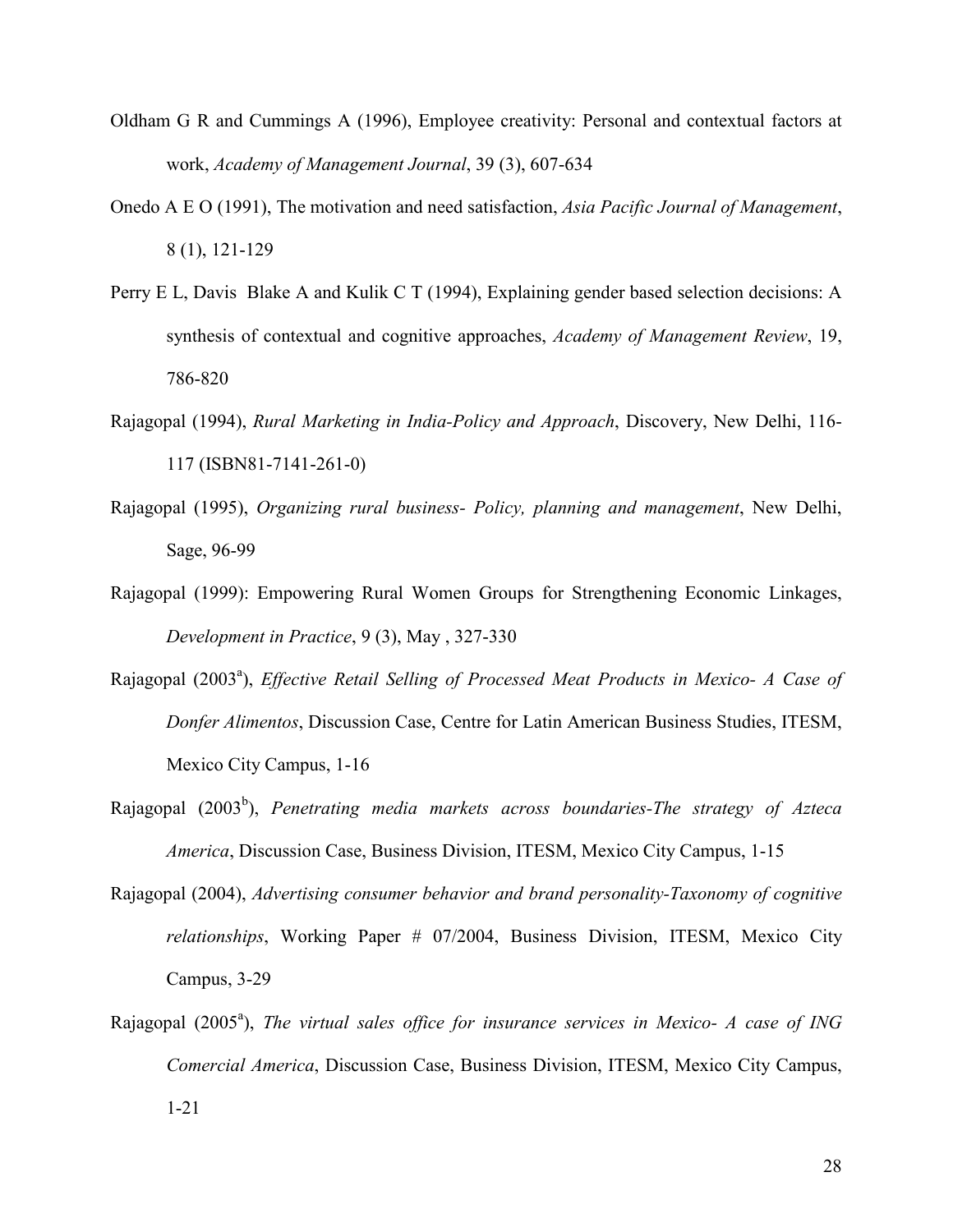Oldham G R and Cummings A (1996), Employee creativity: Personal and contextual factors at work, *Academy of Management Journal*, 39 (3), 607-634

Onedo A E O (1991), The motivation and need satisfaction, *Asia Pacific Journal of Management*, 8 (1), 121-129

Perry E L, Davis Blake A and Kulik C T (1994), Explaining gender based selection decisions: A synthesis of contextual and cognitive approaches, *Academy of Management Review*, 19, 786-820

Rajagopal (1994), *Rural Marketing in India-Policy and Approach*, Discovery, New Delhi, 116-117 (ISBN81-7141-261-0)

Rajagopal (1995), *Organizing rural business- Policy, planning and management*, New Delhi, Sage, 96-99

Rajagopal (1999): Empowering Rural Women Groups for Strengthening Economic Linkages, *Development in Practice*, 9 (3), May , 327-330

Rajagopal (2003[a]), *Effective Retail Selling of Processed Meat Products in Mexico- A Case of Donfer Alimentos*, Discussion Case, Centre for Latin American Business Studies, ITESM, Mexico City Campus, 1-16

Rajagopal (2003[b]), *Penetrating media markets across boundaries-The strategy of Azteca America*, Discussion Case, Business Division, ITESM, Mexico City Campus, 1-15

Rajagopal (2004), *Advertising consumer behavior and brand personality-Taxonomy of cognitive relationships*, Working Paper # 07/2004, Business Division, ITESM, Mexico City Campus, 3-29

Rajagopal (2005[a]), *The virtual sales office for insurance services in Mexico- A case of ING Comercial America*, Discussion Case, Business Division, ITESM, Mexico City Campus, 1-21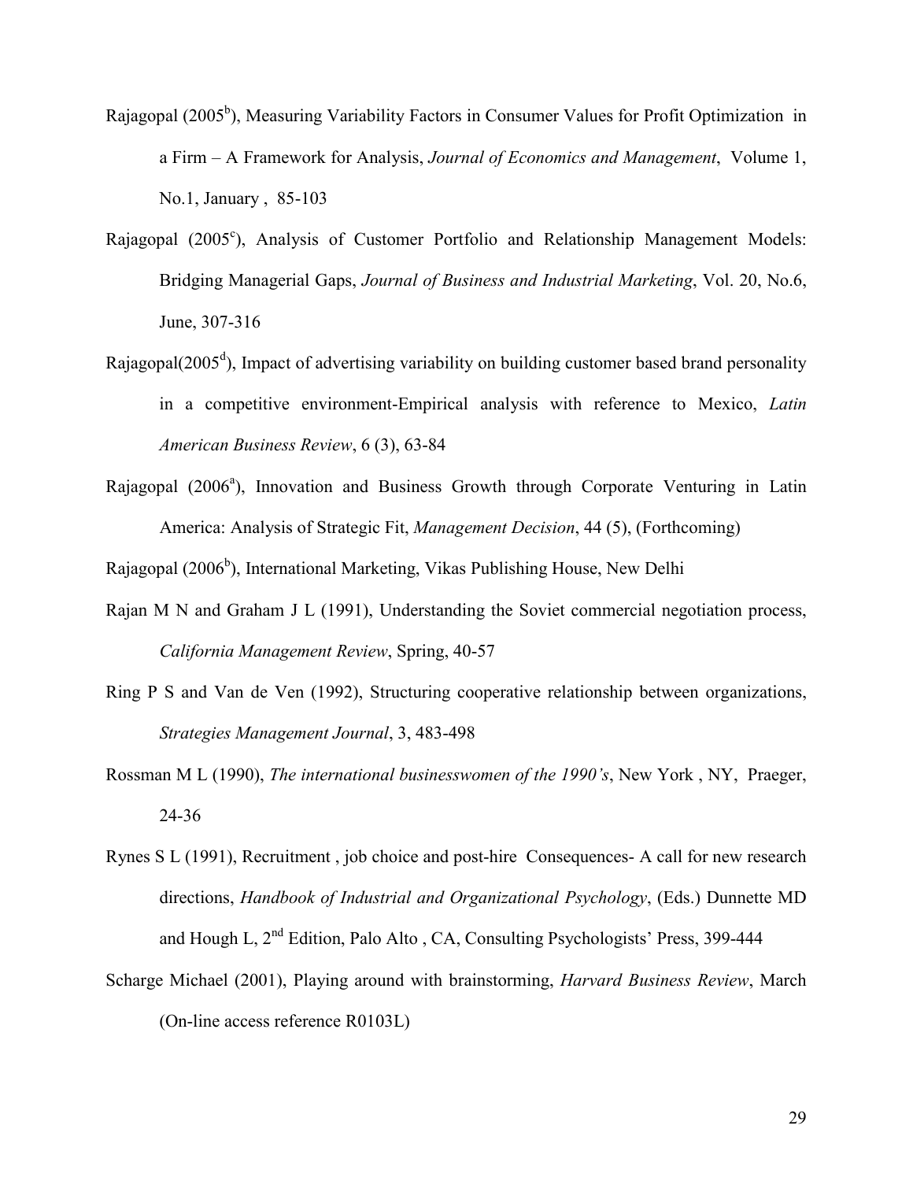Rajagopal (2005[b]), Measuring Variability Factors in Consumer Values for Profit Optimization in a Firm – A Framework for Analysis, *Journal of Economics and Management*, Volume 1, No.1, January , 85-103

Rajagopal (2005[c]), Analysis of Customer Portfolio and Relationship Management Models: Bridging Managerial Gaps, *Journal of Business and Industrial Marketing*, Vol. 20, No.6, June, 307-316

Rajagopal(2005[d]), Impact of advertising variability on building customer based brand personality in a competitive environment-Empirical analysis with reference to Mexico, *Latin American Business Review*, 6 (3), 63-84

Rajagopal (2006[a]), Innovation and Business Growth through Corporate Venturing in Latin America: Analysis of Strategic Fit, *Management Decision*, 44 (5), (Forthcoming)

Rajagopal (2006[b]), International Marketing, Vikas Publishing House, New Delhi

Rajan M N and Graham J L (1991), Understanding the Soviet commercial negotiation process, *California Management Review*, Spring, 40-57

Ring P S and Van de Ven (1992), Structuring cooperative relationship between organizations, *Strategies Management Journal*, 3, 483-498

Rossman M L (1990), *The international businesswomen of the 1990's*, New York , NY, Praeger, 24-36

Rynes S L (1991), Recruitment , job choice and post-hire Consequences- A call for new research directions, *Handbook of Industrial and Organizational Psychology*, (Eds.) Dunnette MD and Hough L, 2nd Edition, Palo Alto , CA, Consulting Psychologists' Press, 399-444

Scharge Michael (2001), Playing around with brainstorming, *Harvard Business Review*, March (On-line access reference R0103L)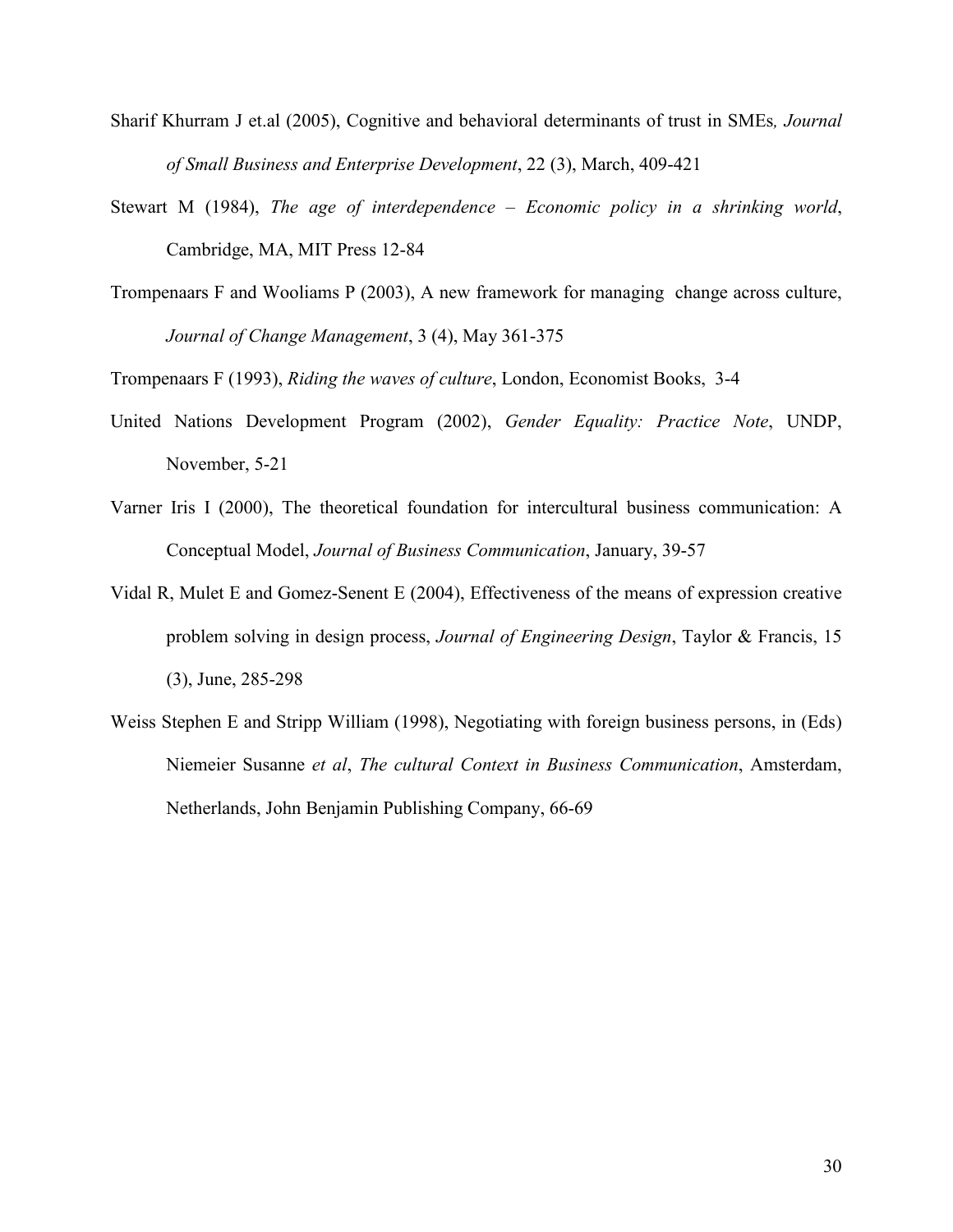Sharif Khurram J et.al (2005), Cognitive and behavioral determinants of trust in SMEs*, Journal of Small Business and Enterprise Development*, 22 (3), March, 409-421

Stewart M (1984), *The age of interdependence – Economic policy in a shrinking world*, Cambridge, MA, MIT Press 12-84

Trompenaars F and Wooliams P (2003), A new framework for managing change across culture, *Journal of Change Management*, 3 (4), May 361-375

Trompenaars F (1993), *Riding the waves of culture*, London, Economist Books, 3-4

United Nations Development Program (2002), *Gender Equality: Practice Note*, UNDP, November, 5-21

Varner Iris I (2000), The theoretical foundation for intercultural business communication: A Conceptual Model, *Journal of Business Communication*, January, 39-57

Vidal R, Mulet E and Gomez-Senent E (2004), Effectiveness of the means of expression creative problem solving in design process, *Journal of Engineering Design*, Taylor & Francis, 15 (3), June, 285-298

Weiss Stephen E and Stripp William (1998), Negotiating with foreign business persons, in (Eds) Niemeier Susanne *et al*, *The cultural Context in Business Communication*, Amsterdam, Netherlands, John Benjamin Publishing Company, 66-69